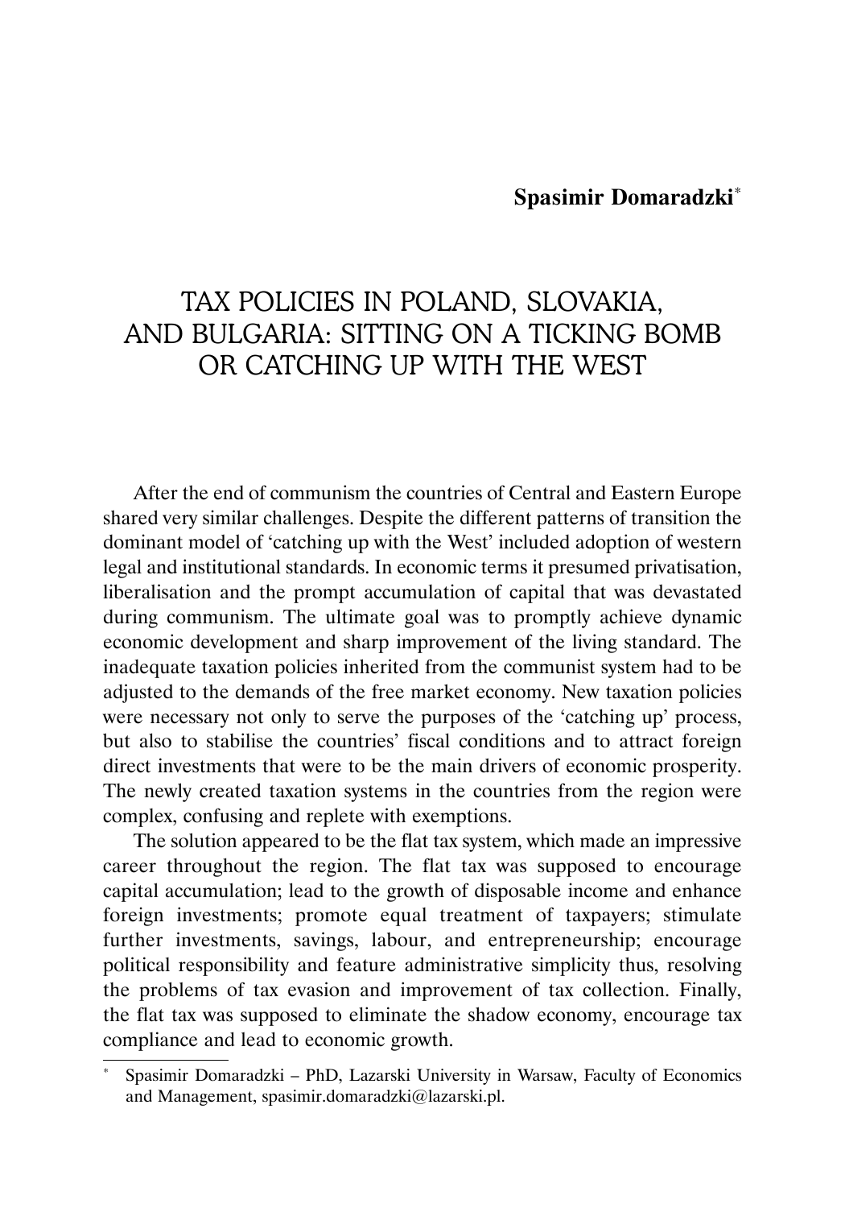**Spasimir Domaradzki**[*]

# TAX POLICIES IN POLAND, SLOVAKIA, AND BULGARIA: SITTING ON A TICKING BOMB OR CATCHING UP WITH THE WEST

After the end of communism the countries of Central and Eastern Europe shared very similar challenges. Despite the different patterns of transition the dominant model of 'catching up with the West' included adoption of western legal and institutional standards. In economic terms it presumed privatisation, liberalisation and the prompt accumulation of capital that was devastated during communism. The ultimate goal was to promptly achieve dynamic economic development and sharp improvement of the living standard. The inadequate taxation policies inherited from the communist system had to be adjusted to the demands of the free market economy. New taxation policies were necessary not only to serve the purposes of the 'catching up' process, but also to stabilise the countries' fiscal conditions and to attract foreign direct investments that were to be the main drivers of economic prosperity. The newly created taxation systems in the countries from the region were complex, confusing and replete with exemptions.

The solution appeared to be the flat tax system, which made an impressive career throughout the region. The flat tax was supposed to encourage capital accumulation; lead to the growth of disposable income and enhance foreign investments; promote equal treatment of taxpayers; stimulate further investments, savings, labour, and entrepreneurship; encourage political responsibility and feature administrative simplicity thus, resolving the problems of tax evasion and improvement of tax collection. Finally, the flat tax was supposed to eliminate the shadow economy, encourage tax compliance and lead to economic growth.

---

[*] Spasimir Domaradzki – PhD, Lazarski University in Warsaw, Faculty of Economics and Management, spasimir.domaradzki@lazarski.pl.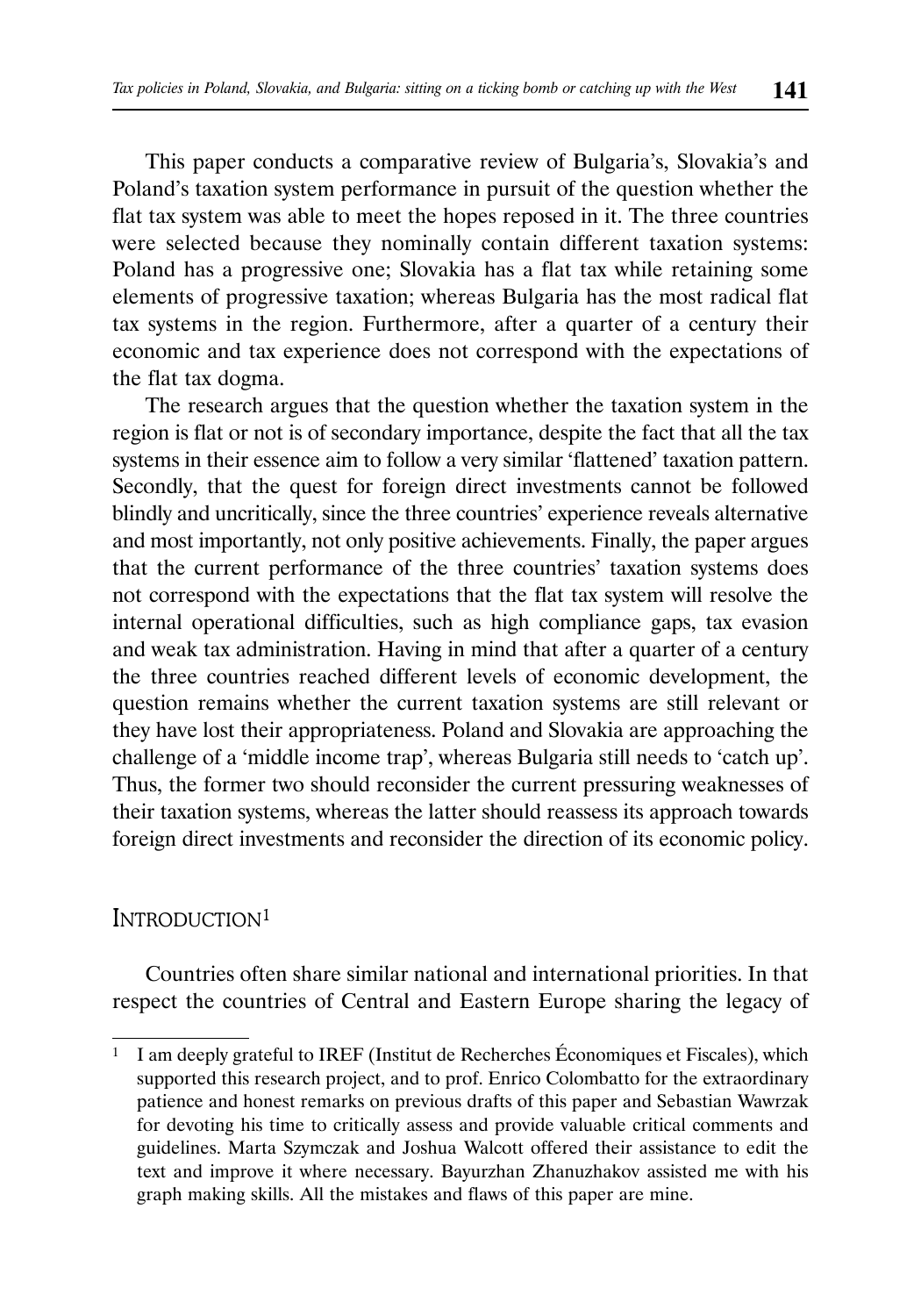This paper conducts a comparative review of Bulgaria's, Slovakia's and Poland's taxation system performance in pursuit of the question whether the flat tax system was able to meet the hopes reposed in it. The three countries were selected because they nominally contain different taxation systems: Poland has a progressive one; Slovakia has a flat tax while retaining some elements of progressive taxation; whereas Bulgaria has the most radical flat tax systems in the region. Furthermore, after a quarter of a century their economic and tax experience does not correspond with the expectations of the flat tax dogma.

The research argues that the question whether the taxation system in the region is flat or not is of secondary importance, despite the fact that all the tax systems in their essence aim to follow a very similar 'flattened' taxation pattern. Secondly, that the quest for foreign direct investments cannot be followed blindly and uncritically, since the three countries' experience reveals alternative and most importantly, not only positive achievements. Finally, the paper argues that the current performance of the three countries' taxation systems does not correspond with the expectations that the flat tax system will resolve the internal operational difficulties, such as high compliance gaps, tax evasion and weak tax administration. Having in mind that after a quarter of a century the three countries reached different levels of economic development, the question remains whether the current taxation systems are still relevant or they have lost their appropriateness. Poland and Slovakia are approaching the challenge of a 'middle income trap', whereas Bulgaria still needs to 'catch up'. Thus, the former two should reconsider the current pressuring weaknesses of their taxation systems, whereas the latter should reassess its approach towards foreign direct investments and reconsider the direction of its economic policy.

## INTRODUCTION[1]

Countries often share similar national and international priorities. In that respect the countries of Central and Eastern Europe sharing the legacy of

[1] I am deeply grateful to IREF (Institut de Recherches Économiques et Fiscales), which supported this research project, and to prof. Enrico Colombatto for the extraordinary patience and honest remarks on previous drafts of this paper and Sebastian Wawrzak for devoting his time to critically assess and provide valuable critical comments and guidelines. Marta Szymczak and Joshua Walcott offered their assistance to edit the text and improve it where necessary. Bayurzhan Zhanuzhakov assisted me with his graph making skills. All the mistakes and flaws of this paper are mine.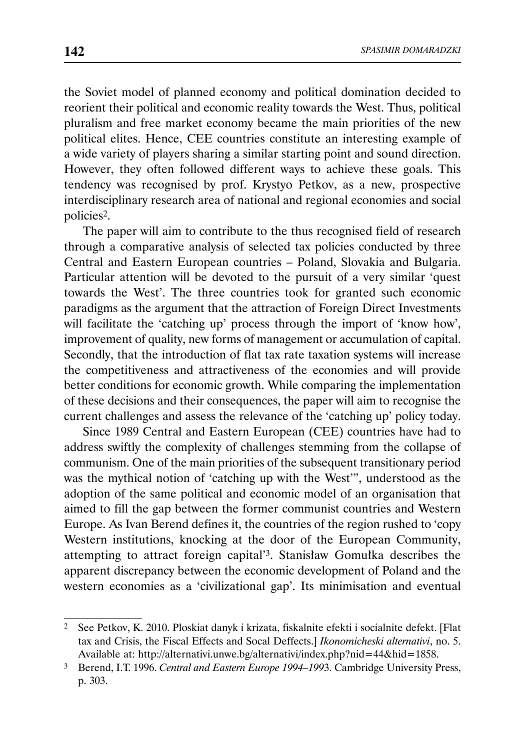the Soviet model of planned economy and political domination decided to reorient their political and economic reality towards the West. Thus, political pluralism and free market economy became the main priorities of the new political elites. Hence, CEE countries constitute an interesting example of a wide variety of players sharing a similar starting point and sound direction. However, they often followed different ways to achieve these goals. This tendency was recognised by prof. Krystyo Petkov, as a new, prospective interdisciplinary research area of national and regional economies and social policies[2].

The paper will aim to contribute to the thus recognised field of research through a comparative analysis of selected tax policies conducted by three Central and Eastern European countries – Poland, Slovakia and Bulgaria. Particular attention will be devoted to the pursuit of a very similar 'quest towards the West'. The three countries took for granted such economic paradigms as the argument that the attraction of Foreign Direct Investments will facilitate the 'catching up' process through the import of 'know how', improvement of quality, new forms of management or accumulation of capital. Secondly, that the introduction of flat tax rate taxation systems will increase the competitiveness and attractiveness of the economies and will provide better conditions for economic growth. While comparing the implementation of these decisions and their consequences, the paper will aim to recognise the current challenges and assess the relevance of the 'catching up' policy today.

Since 1989 Central and Eastern European (CEE) countries have had to address swiftly the complexity of challenges stemming from the collapse of communism. One of the main priorities of the subsequent transitionary period was the mythical notion of 'catching up with the West'", understood as the adoption of the same political and economic model of an organisation that aimed to fill the gap between the former communist countries and Western Europe. As Ivan Berend defines it, the countries of the region rushed to 'copy Western institutions, knocking at the door of the European Community, attempting to attract foreign capital'[3]. Stanisław Gomułka describes the apparent discrepancy between the economic development of Poland and the western economies as a 'civilizational gap'. Its minimisation and eventual

---

[2] See Petkov, K. 2010. Ploskiat danyk i krizata, fiskalnite efekti i socialnite defekt. [Flat tax and Crisis, the Fiscal Effects and Socal Deffects.] *Ikonomicheski alternativi*, no. 5. Available at: http://alternativi.unwe.bg/alternativi/index.php?nid=44&hid=1858.

[3] Berend, I.T. 1996. *Central and Eastern Europe 1994–199*3. Cambridge University Press, p. 303.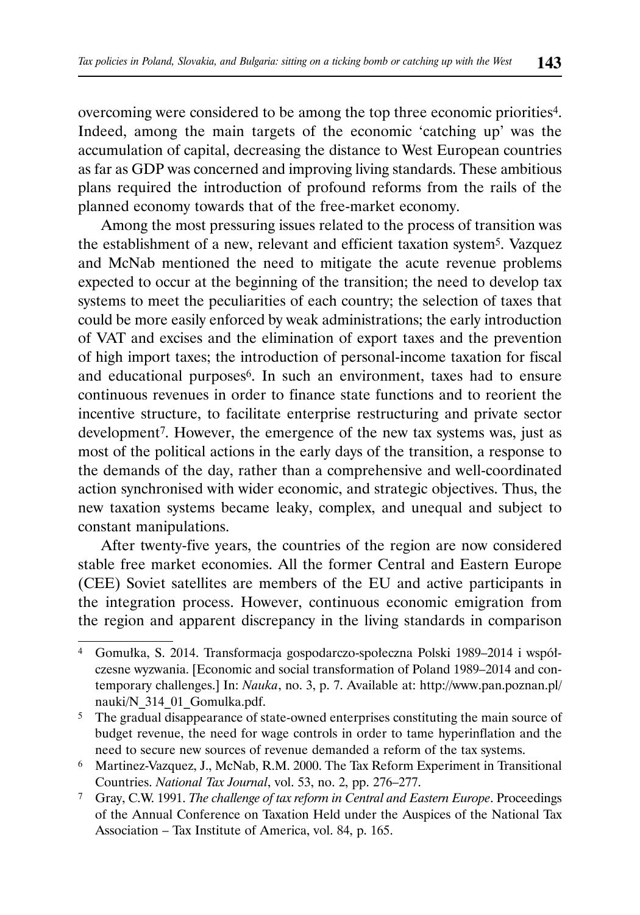overcoming were considered to be among the top three economic priorities[4]. Indeed, among the main targets of the economic 'catching up' was the accumulation of capital, decreasing the distance to West European countries as far as GDP was concerned and improving living standards. These ambitious plans required the introduction of profound reforms from the rails of the planned economy towards that of the free-market economy.

Among the most pressuring issues related to the process of transition was the establishment of a new, relevant and efficient taxation system[5]. Vazquez and McNab mentioned the need to mitigate the acute revenue problems expected to occur at the beginning of the transition; the need to develop tax systems to meet the peculiarities of each country; the selection of taxes that could be more easily enforced by weak administrations; the early introduction of VAT and excises and the elimination of export taxes and the prevention of high import taxes; the introduction of personal-income taxation for fiscal and educational purposes[6]. In such an environment, taxes had to ensure continuous revenues in order to finance state functions and to reorient the incentive structure, to facilitate enterprise restructuring and private sector development[7]. However, the emergence of the new tax systems was, just as most of the political actions in the early days of the transition, a response to the demands of the day, rather than a comprehensive and well-coordinated action synchronised with wider economic, and strategic objectives. Thus, the new taxation systems became leaky, complex, and unequal and subject to constant manipulations.

After twenty-five years, the countries of the region are now considered stable free market economies. All the former Central and Eastern Europe (CEE) Soviet satellites are members of the EU and active participants in the integration process. However, continuous economic emigration from the region and apparent discrepancy in the living standards in comparison

---

[4] Gomułka, S. 2014. Transformacja gospodarczo-społeczna Polski 1989–2014 i współczesne wyzwania. [Economic and social transformation of Poland 1989–2014 and contemporary challenges.] In: *Nauka*, no. 3, p. 7. Available at: http://www.pan.poznan.pl/nauki/N_314_01_Gomulka.pdf.

[5] The gradual disappearance of state-owned enterprises constituting the main source of budget revenue, the need for wage controls in order to tame hyperinflation and the need to secure new sources of revenue demanded a reform of the tax systems.

[6] Martinez-Vazquez, J., McNab, R.M. 2000. The Tax Reform Experiment in Transitional Countries. *National Tax Journal*, vol. 53, no. 2, pp. 276–277.

[7] Gray, C.W. 1991. *The challenge of tax reform in Central and Eastern Europe*. Proceedings of the Annual Conference on Taxation Held under the Auspices of the National Tax Association – Tax Institute of America, vol. 84, p. 165.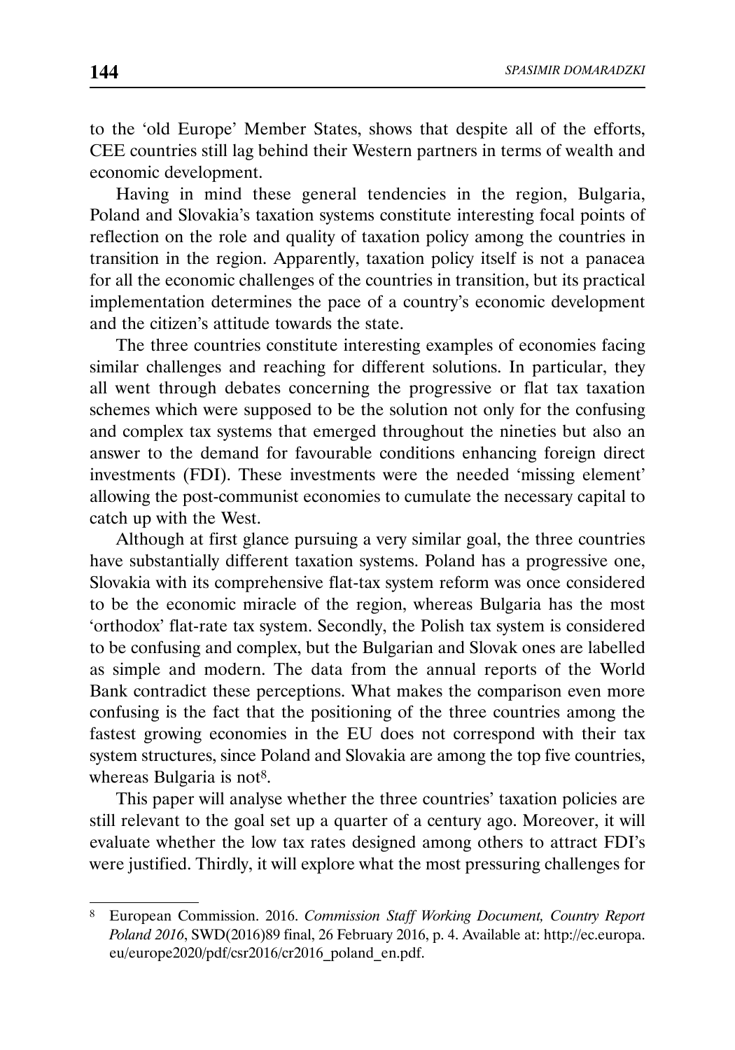to the 'old Europe' Member States, shows that despite all of the efforts, CEE countries still lag behind their Western partners in terms of wealth and economic development.

Having in mind these general tendencies in the region, Bulgaria, Poland and Slovakia's taxation systems constitute interesting focal points of reflection on the role and quality of taxation policy among the countries in transition in the region. Apparently, taxation policy itself is not a panacea for all the economic challenges of the countries in transition, but its practical implementation determines the pace of a country's economic development and the citizen's attitude towards the state.

The three countries constitute interesting examples of economies facing similar challenges and reaching for different solutions. In particular, they all went through debates concerning the progressive or flat tax taxation schemes which were supposed to be the solution not only for the confusing and complex tax systems that emerged throughout the nineties but also an answer to the demand for favourable conditions enhancing foreign direct investments (FDI). These investments were the needed 'missing element' allowing the post-communist economies to cumulate the necessary capital to catch up with the West.

Although at first glance pursuing a very similar goal, the three countries have substantially different taxation systems. Poland has a progressive one, Slovakia with its comprehensive flat-tax system reform was once considered to be the economic miracle of the region, whereas Bulgaria has the most 'orthodox' flat-rate tax system. Secondly, the Polish tax system is considered to be confusing and complex, but the Bulgarian and Slovak ones are labelled as simple and modern. The data from the annual reports of the World Bank contradict these perceptions. What makes the comparison even more confusing is the fact that the positioning of the three countries among the fastest growing economies in the EU does not correspond with their tax system structures, since Poland and Slovakia are among the top five countries, whereas Bulgaria is not[8].

This paper will analyse whether the three countries' taxation policies are still relevant to the goal set up a quarter of a century ago. Moreover, it will evaluate whether the low tax rates designed among others to attract FDI's were justified. Thirdly, it will explore what the most pressuring challenges for

---

[8] European Commission. 2016. *Commission Staff Working Document, Country Report Poland 2016*, SWD(2016)89 final, 26 February 2016, p. 4. Available at: http://ec.europa.eu/europe2020/pdf/csr2016/cr2016_poland_en.pdf.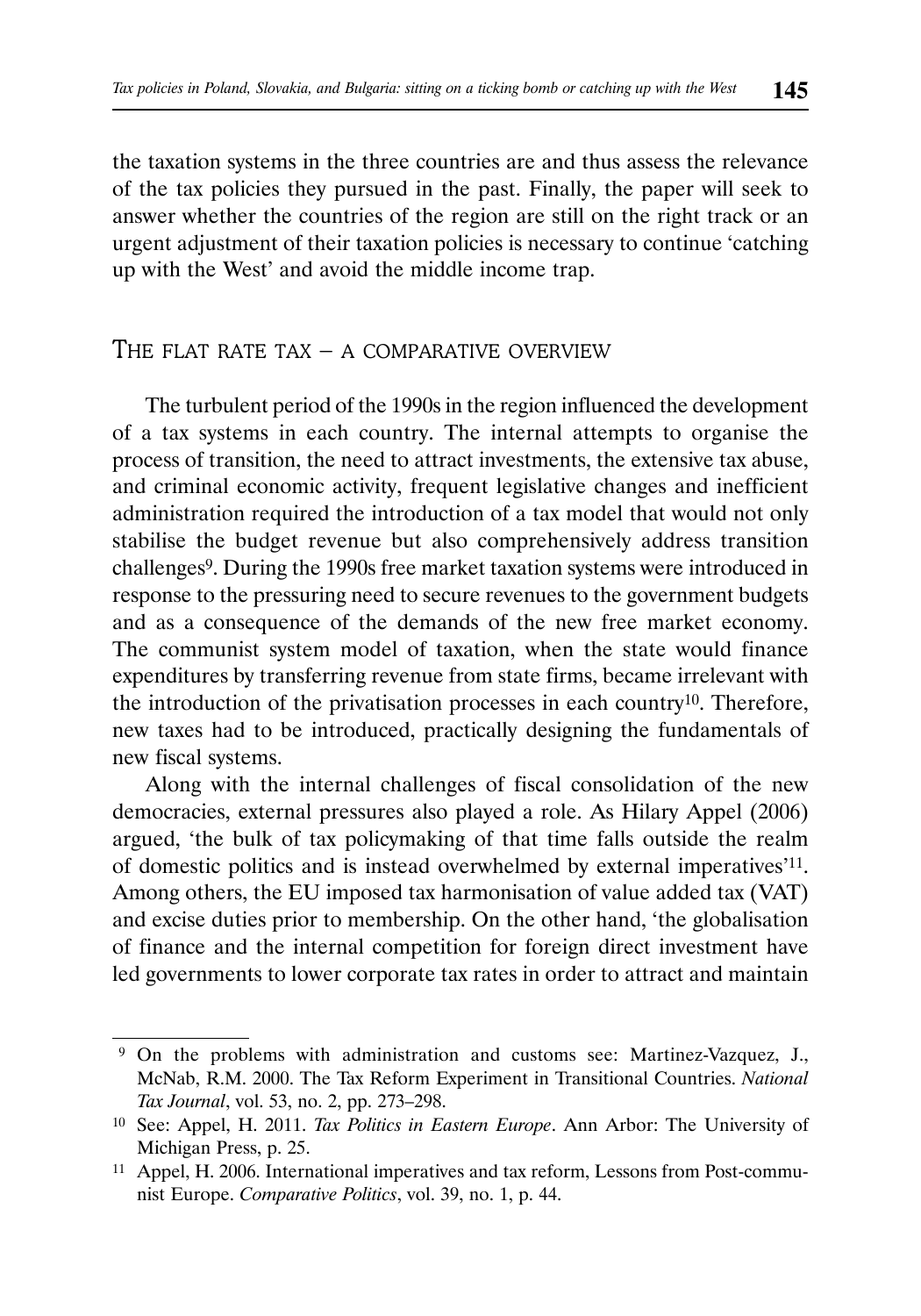the taxation systems in the three countries are and thus assess the relevance of the tax policies they pursued in the past. Finally, the paper will seek to answer whether the countries of the region are still on the right track or an urgent adjustment of their taxation policies is necessary to continue 'catching up with the West' and avoid the middle income trap.

## The flat rate tax – a comparative overview

The turbulent period of the 1990s in the region influenced the development of a tax systems in each country. The internal attempts to organise the process of transition, the need to attract investments, the extensive tax abuse, and criminal economic activity, frequent legislative changes and inefficient administration required the introduction of a tax model that would not only stabilise the budget revenue but also comprehensively address transition challenges[9]. During the 1990s free market taxation systems were introduced in response to the pressuring need to secure revenues to the government budgets and as a consequence of the demands of the new free market economy. The communist system model of taxation, when the state would finance expenditures by transferring revenue from state firms, became irrelevant with the introduction of the privatisation processes in each country[10]. Therefore, new taxes had to be introduced, practically designing the fundamentals of new fiscal systems.

Along with the internal challenges of fiscal consolidation of the new democracies, external pressures also played a role. As Hilary Appel (2006) argued, 'the bulk of tax policymaking of that time falls outside the realm of domestic politics and is instead overwhelmed by external imperatives'[11]. Among others, the EU imposed tax harmonisation of value added tax (VAT) and excise duties prior to membership. On the other hand, 'the globalisation of finance and the internal competition for foreign direct investment have led governments to lower corporate tax rates in order to attract and maintain

---

[9] On the problems with administration and customs see: Martinez-Vazquez, J., McNab, R.M. 2000. The Tax Reform Experiment in Transitional Countries. *National Tax Journal*, vol. 53, no. 2, pp. 273–298.

[10] See: Appel, H. 2011. *Tax Politics in Eastern Europe*. Ann Arbor: The University of Michigan Press, p. 25.

[11] Appel, H. 2006. International imperatives and tax reform, Lessons from Post-communist Europe. *Comparative Politics*, vol. 39, no. 1, p. 44.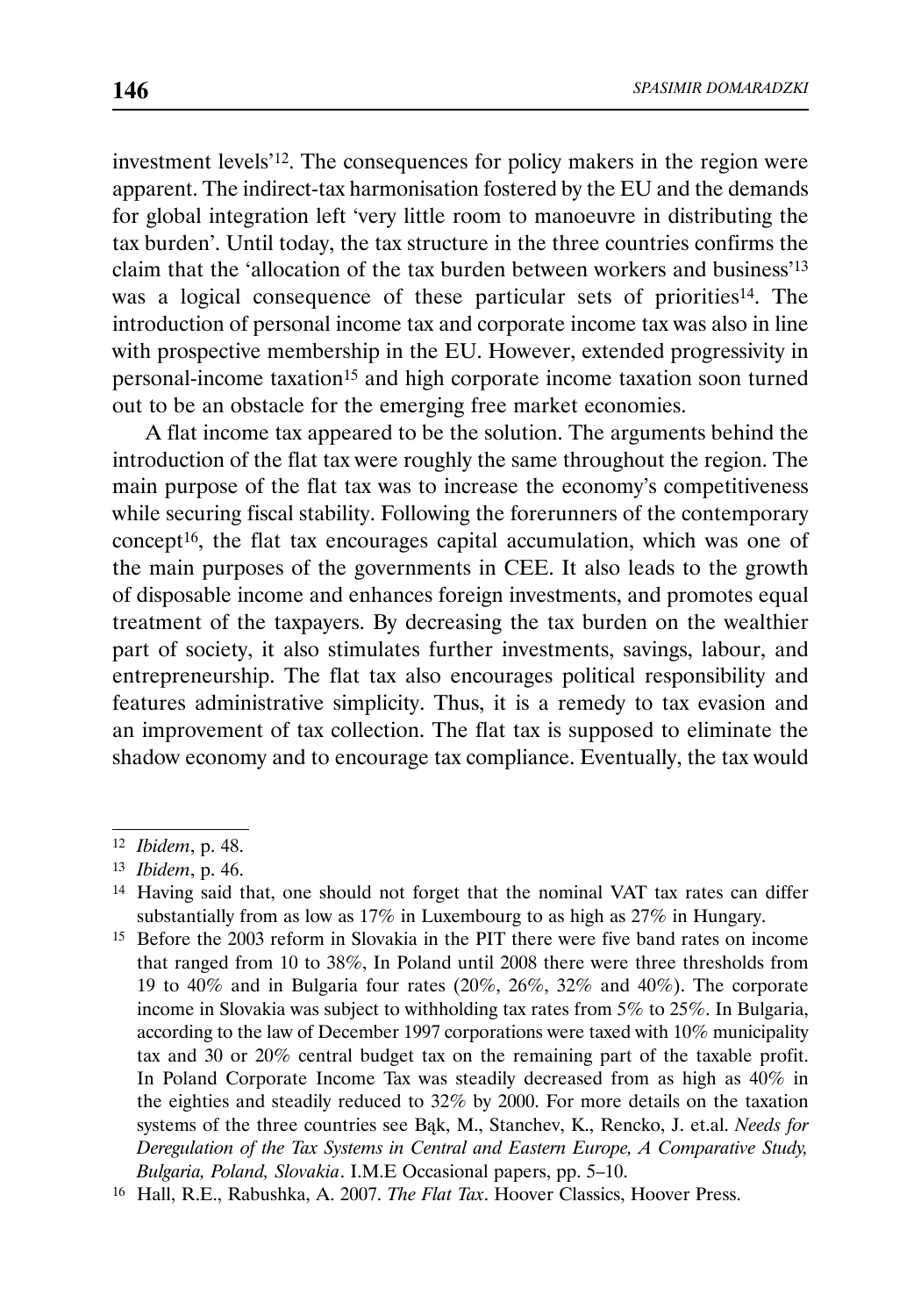investment levels'[12]. The consequences for policy makers in the region were apparent. The indirect-tax harmonisation fostered by the EU and the demands for global integration left 'very little room to manoeuvre in distributing the tax burden'. Until today, the tax structure in the three countries confirms the claim that the 'allocation of the tax burden between workers and business'[13] was a logical consequence of these particular sets of priorities[14]. The introduction of personal income tax and corporate income tax was also in line with prospective membership in the EU. However, extended progressivity in personal-income taxation[15] and high corporate income taxation soon turned out to be an obstacle for the emerging free market economies.

A flat income tax appeared to be the solution. The arguments behind the introduction of the flat tax were roughly the same throughout the region. The main purpose of the flat tax was to increase the economy's competitiveness while securing fiscal stability. Following the forerunners of the contemporary concept[16], the flat tax encourages capital accumulation, which was one of the main purposes of the governments in CEE. It also leads to the growth of disposable income and enhances foreign investments, and promotes equal treatment of the taxpayers. By decreasing the tax burden on the wealthier part of society, it also stimulates further investments, savings, labour, and entrepreneurship. The flat tax also encourages political responsibility and features administrative simplicity. Thus, it is a remedy to tax evasion and an improvement of tax collection. The flat tax is supposed to eliminate the shadow economy and to encourage tax compliance. Eventually, the tax would

---

[12] *Ibidem*, p. 48.

[13] *Ibidem*, p. 46.

[14] Having said that, one should not forget that the nominal VAT tax rates can differ substantially from as low as 17% in Luxembourg to as high as 27% in Hungary.

[15] Before the 2003 reform in Slovakia in the PIT there were five band rates on income that ranged from 10 to 38%, In Poland until 2008 there were three thresholds from 19 to 40% and in Bulgaria four rates (20%, 26%, 32% and 40%). The corporate income in Slovakia was subject to withholding tax rates from 5% to 25%. In Bulgaria, according to the law of December 1997 corporations were taxed with 10% municipality tax and 30 or 20% central budget tax on the remaining part of the taxable profit. In Poland Corporate Income Tax was steadily decreased from as high as 40% in the eighties and steadily reduced to 32% by 2000. For more details on the taxation systems of the three countries see Bąk, M., Stanchev, K., Rencko, J. et.al. *Needs for Deregulation of the Tax Systems in Central and Eastern Europe, A Comparative Study, Bulgaria, Poland, Slovakia*. I.M.E Occasional papers, pp. 5–10.

[16] Hall, R.E., Rabushka, A. 2007. *The Flat Tax*. Hoover Classics, Hoover Press.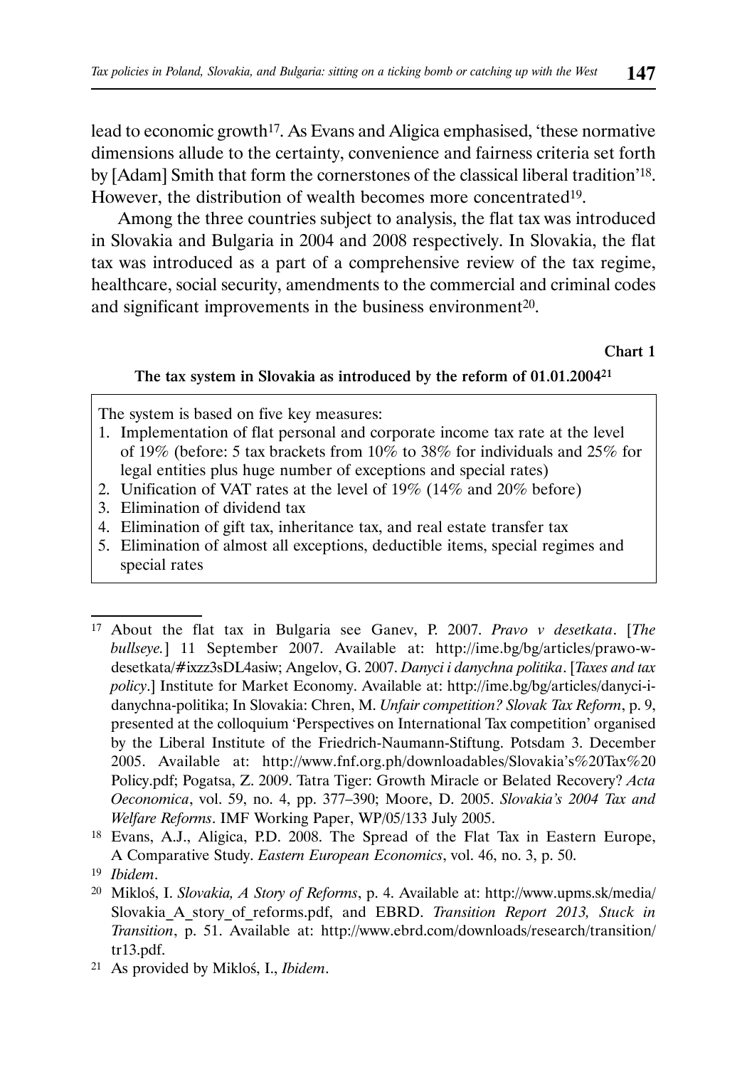lead to economic growth[17]. As Evans and Aligica emphasised, 'these normative dimensions allude to the certainty, convenience and fairness criteria set forth by [Adam] Smith that form the cornerstones of the classical liberal tradition'[18]. However, the distribution of wealth becomes more concentrated[19].

Among the three countries subject to analysis, the flat tax was introduced in Slovakia and Bulgaria in 2004 and 2008 respectively. In Slovakia, the flat tax was introduced as a part of a comprehensive review of the tax regime, healthcare, social security, amendments to the commercial and criminal codes and significant improvements in the business environment[20].

**Chart 1**

**The tax system in Slovakia as introduced by the reform of 01.01.2004[21]**

The system is based on five key measures:
1. Implementation of flat personal and corporate income tax rate at the level of 19% (before: 5 tax brackets from 10% to 38% for individuals and 25% for legal entities plus huge number of exceptions and special rates)
2. Unification of VAT rates at the level of 19% (14% and 20% before)
3. Elimination of dividend tax
4. Elimination of gift tax, inheritance tax, and real estate transfer tax
5. Elimination of almost all exceptions, deductible items, special regimes and special rates

---

[17] About the flat tax in Bulgaria see Ganev, P. 2007. *Pravo v desetkata*. [*The bullseye.*] 11 September 2007. Available at: http://ime.bg/bg/articles/prawo-w-desetkata/#ixzz3sDL4asiw; Angelov, G. 2007. *Danyci i danychna politika*. [*Taxes and tax policy*.] Institute for Market Economy. Available at: http://ime.bg/bg/articles/danyci-i-danychna-politika; In Slovakia: Chren, M. *Unfair competition? Slovak Tax Reform*, p. 9, presented at the colloquium 'Perspectives on International Tax competition' organised by the Liberal Institute of the Friedrich-Naumann-Stiftung. Potsdam 3. December 2005. Available at: http://www.fnf.org.ph/downloadables/Slovakia's%20Tax%20 Policy.pdf; Pogatsa, Z. 2009. Tatra Tiger: Growth Miracle or Belated Recovery? *Acta Oeconomica*, vol. 59, no. 4, pp. 377–390; Moore, D. 2005. *Slovakia's 2004 Tax and Welfare Reforms*. IMF Working Paper, WP/05/133 July 2005.

[18] Evans, A.J., Aligica, P.D. 2008. The Spread of the Flat Tax in Eastern Europe, A Comparative Study. *Eastern European Economics*, vol. 46, no. 3, p. 50.

[19] *Ibidem*.

[20] Mikloś, I. *Slovakia, A Story of Reforms*, p. 4. Available at: http://www.upms.sk/media/Slovakia_A_story_of_reforms.pdf, and EBRD. *Transition Report 2013, Stuck in Transition*, p. 51. Available at: http://www.ebrd.com/downloads/research/transition/tr13.pdf.

[21] As provided by Mikloś, I., *Ibidem*.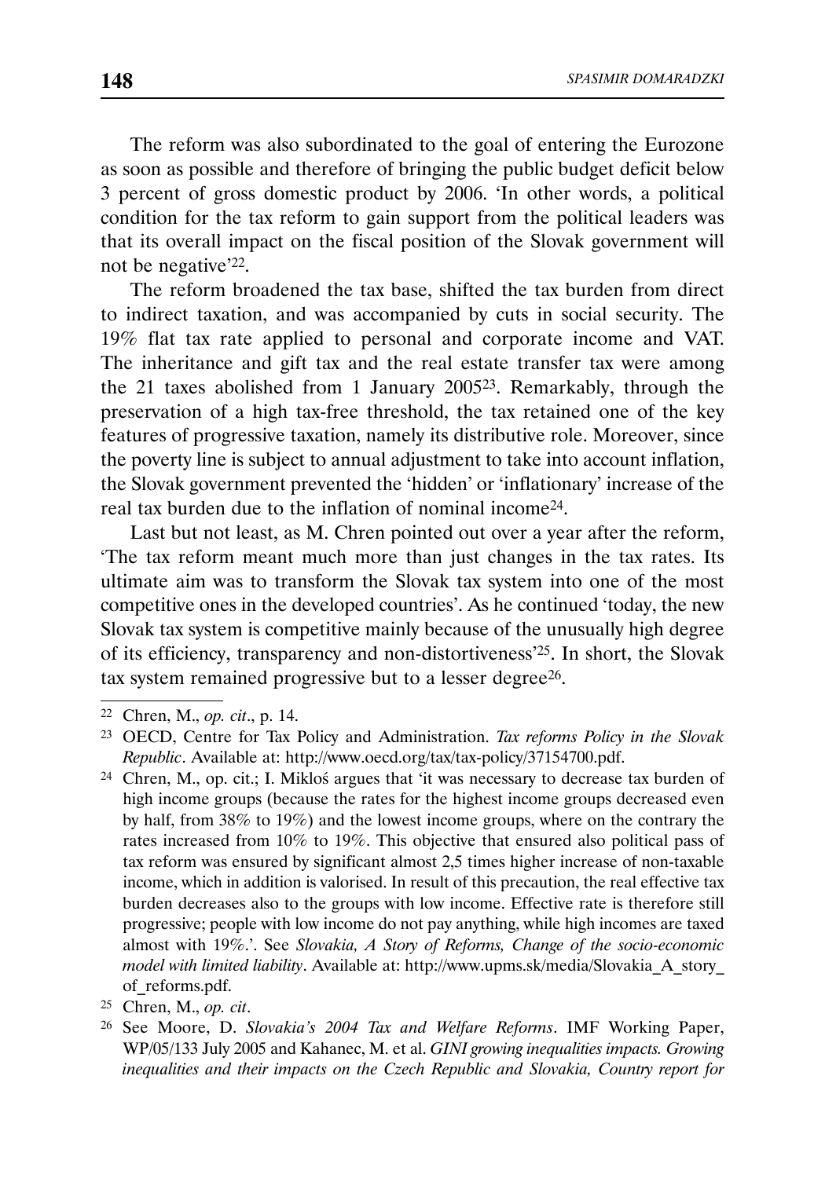The reform was also subordinated to the goal of entering the Eurozone as soon as possible and therefore of bringing the public budget deficit below 3 percent of gross domestic product by 2006. 'In other words, a political condition for the tax reform to gain support from the political leaders was that its overall impact on the fiscal position of the Slovak government will not be negative'[22].

The reform broadened the tax base, shifted the tax burden from direct to indirect taxation, and was accompanied by cuts in social security. The 19% flat tax rate applied to personal and corporate income and VAT. The inheritance and gift tax and the real estate transfer tax were among the 21 taxes abolished from 1 January 2005[23]. Remarkably, through the preservation of a high tax-free threshold, the tax retained one of the key features of progressive taxation, namely its distributive role. Moreover, since the poverty line is subject to annual adjustment to take into account inflation, the Slovak government prevented the 'hidden' or 'inflationary' increase of the real tax burden due to the inflation of nominal income[24].

Last but not least, as M. Chren pointed out over a year after the reform, 'The tax reform meant much more than just changes in the tax rates. Its ultimate aim was to transform the Slovak tax system into one of the most competitive ones in the developed countries'. As he continued 'today, the new Slovak tax system is competitive mainly because of the unusually high degree of its efficiency, transparency and non-distortiveness'[25]. In short, the Slovak tax system remained progressive but to a lesser degree[26].

---

[22] Chren, M., *op. cit*., p. 14.

[23] OECD, Centre for Tax Policy and Administration. *Tax reforms Policy in the Slovak Republic*. Available at: http://www.oecd.org/tax/tax-policy/37154700.pdf.

[24] Chren, M., op. cit.; I. Mikloś argues that 'it was necessary to decrease tax burden of high income groups (because the rates for the highest income groups decreased even by half, from 38% to 19%) and the lowest income groups, where on the contrary the rates increased from 10% to 19%. This objective that ensured also political pass of tax reform was ensured by significant almost 2,5 times higher increase of non-taxable income, which in addition is valorised. In result of this precaution, the real effective tax burden decreases also to the groups with low income. Effective rate is therefore still progressive; people with low income do not pay anything, while high incomes are taxed almost with 19%.'. See *Slovakia, A Story of Reforms, Change of the socio-economic model with limited liability*. Available at: http://www.upms.sk/media/Slovakia_A_story_of_reforms.pdf.

[25] Chren, M., *op. cit*.

[26] See Moore, D. *Slovakia's 2004 Tax and Welfare Reforms*. IMF Working Paper, WP/05/133 July 2005 and Kahanec, M. et al. *GINI growing inequalities impacts. Growing inequalities and their impacts on the Czech Republic and Slovakia, Country report for*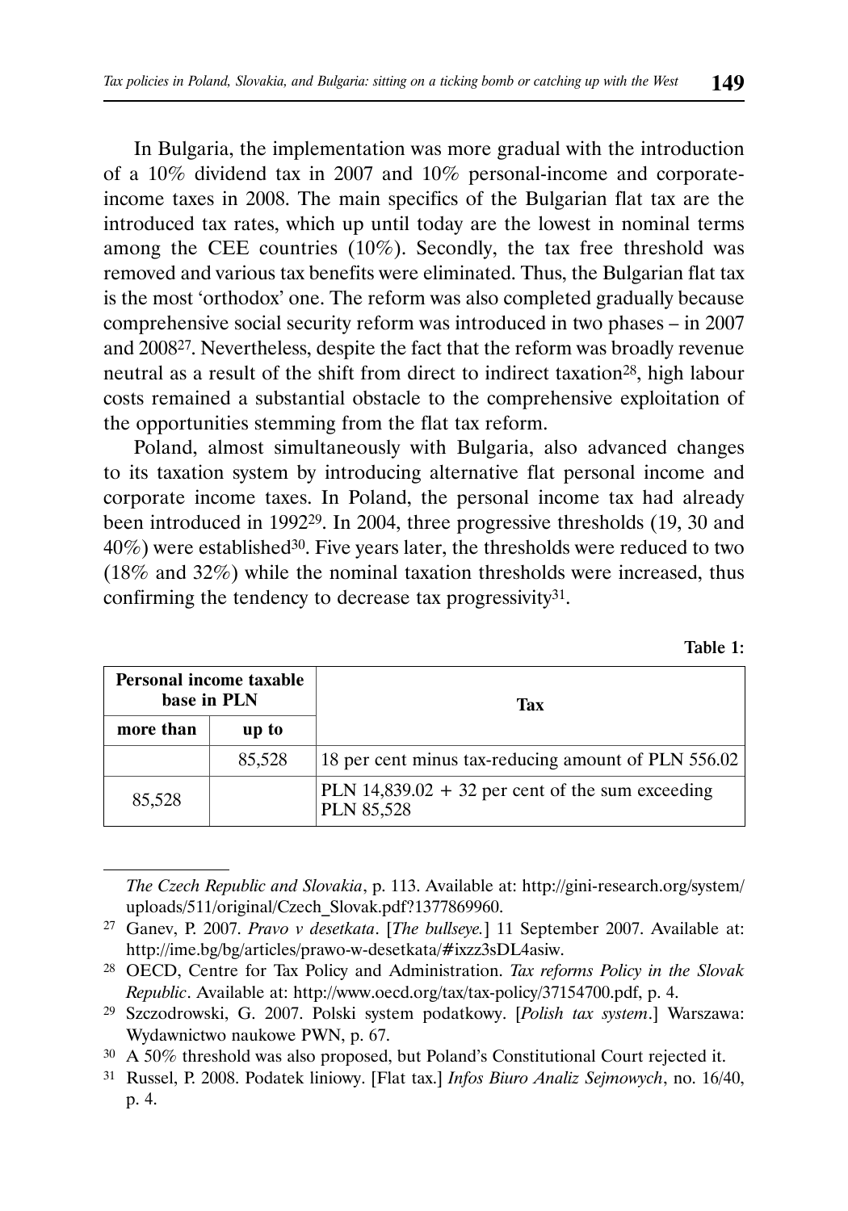In Bulgaria, the implementation was more gradual with the introduction of a 10% dividend tax in 2007 and 10% personal-income and corporate-income taxes in 2008. The main specifics of the Bulgarian flat tax are the introduced tax rates, which up until today are the lowest in nominal terms among the CEE countries (10%). Secondly, the tax free threshold was removed and various tax benefits were eliminated. Thus, the Bulgarian flat tax is the most 'orthodox' one. The reform was also completed gradually because comprehensive social security reform was introduced in two phases – in 2007 and 2008[27]. Nevertheless, despite the fact that the reform was broadly revenue neutral as a result of the shift from direct to indirect taxation[28], high labour costs remained a substantial obstacle to the comprehensive exploitation of the opportunities stemming from the flat tax reform.

Poland, almost simultaneously with Bulgaria, also advanced changes to its taxation system by introducing alternative flat personal income and corporate income taxes. In Poland, the personal income tax had already been introduced in 1992[29]. In 2004, three progressive thresholds (19, 30 and 40%) were established[30]. Five years later, the thresholds were reduced to two (18% and 32%) while the nominal taxation thresholds were increased, thus confirming the tendency to decrease tax progressivity[31].

**Table 1:**

| Personal income taxable base in PLN | | Tax |
|---|---|---|
| **more than** | **up to** | |
| | 85,528 | 18 per cent minus tax-reducing amount of PLN 556.02 |
| 85,528 | | PLN 14,839.02 + 32 per cent of the sum exceeding PLN 85,528 |

---

*The Czech Republic and Slovakia*, p. 113. Available at: http://gini-research.org/system/uploads/511/original/Czech_Slovak.pdf?1377869960.

[27] Ganev, P. 2007. *Pravo v desetkata*. [*The bullseye.*] 11 September 2007. Available at: http://ime.bg/bg/articles/prawo-w-desetkata/#ixzz3sDL4asiw.

[28] OECD, Centre for Tax Policy and Administration. *Tax reforms Policy in the Slovak Republic*. Available at: http://www.oecd.org/tax/tax-policy/37154700.pdf, p. 4.

[29] Szczodrowski, G. 2007. Polski system podatkowy. [*Polish tax system*.] Warszawa: Wydawnictwo naukowe PWN, p. 67.

[30] A 50% threshold was also proposed, but Poland's Constitutional Court rejected it.

[31] Russel, P. 2008. Podatek liniowy. [Flat tax.] *Infos Biuro Analiz Sejmowych*, no. 16/40, p. 4.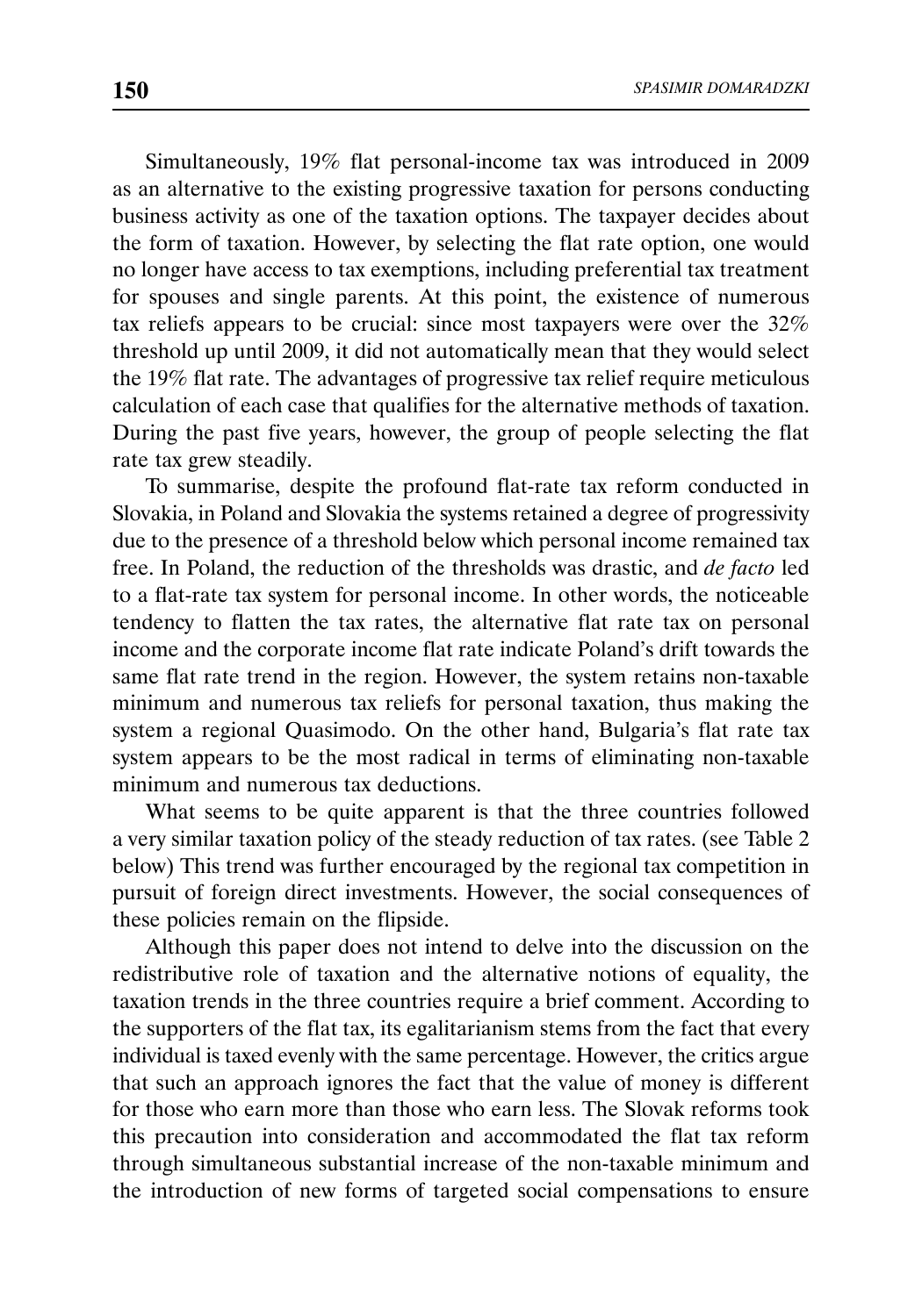Simultaneously, 19% flat personal-income tax was introduced in 2009 as an alternative to the existing progressive taxation for persons conducting business activity as one of the taxation options. The taxpayer decides about the form of taxation. However, by selecting the flat rate option, one would no longer have access to tax exemptions, including preferential tax treatment for spouses and single parents. At this point, the existence of numerous tax reliefs appears to be crucial: since most taxpayers were over the 32% threshold up until 2009, it did not automatically mean that they would select the 19% flat rate. The advantages of progressive tax relief require meticulous calculation of each case that qualifies for the alternative methods of taxation. During the past five years, however, the group of people selecting the flat rate tax grew steadily.

To summarise, despite the profound flat-rate tax reform conducted in Slovakia, in Poland and Slovakia the systems retained a degree of progressivity due to the presence of a threshold below which personal income remained tax free. In Poland, the reduction of the thresholds was drastic, and *de facto* led to a flat-rate tax system for personal income. In other words, the noticeable tendency to flatten the tax rates, the alternative flat rate tax on personal income and the corporate income flat rate indicate Poland's drift towards the same flat rate trend in the region. However, the system retains non-taxable minimum and numerous tax reliefs for personal taxation, thus making the system a regional Quasimodo. On the other hand, Bulgaria's flat rate tax system appears to be the most radical in terms of eliminating non-taxable minimum and numerous tax deductions.

What seems to be quite apparent is that the three countries followed a very similar taxation policy of the steady reduction of tax rates. (see Table 2 below) This trend was further encouraged by the regional tax competition in pursuit of foreign direct investments. However, the social consequences of these policies remain on the flipside.

Although this paper does not intend to delve into the discussion on the redistributive role of taxation and the alternative notions of equality, the taxation trends in the three countries require a brief comment. According to the supporters of the flat tax, its egalitarianism stems from the fact that every individual is taxed evenly with the same percentage. However, the critics argue that such an approach ignores the fact that the value of money is different for those who earn more than those who earn less. The Slovak reforms took this precaution into consideration and accommodated the flat tax reform through simultaneous substantial increase of the non-taxable minimum and the introduction of new forms of targeted social compensations to ensure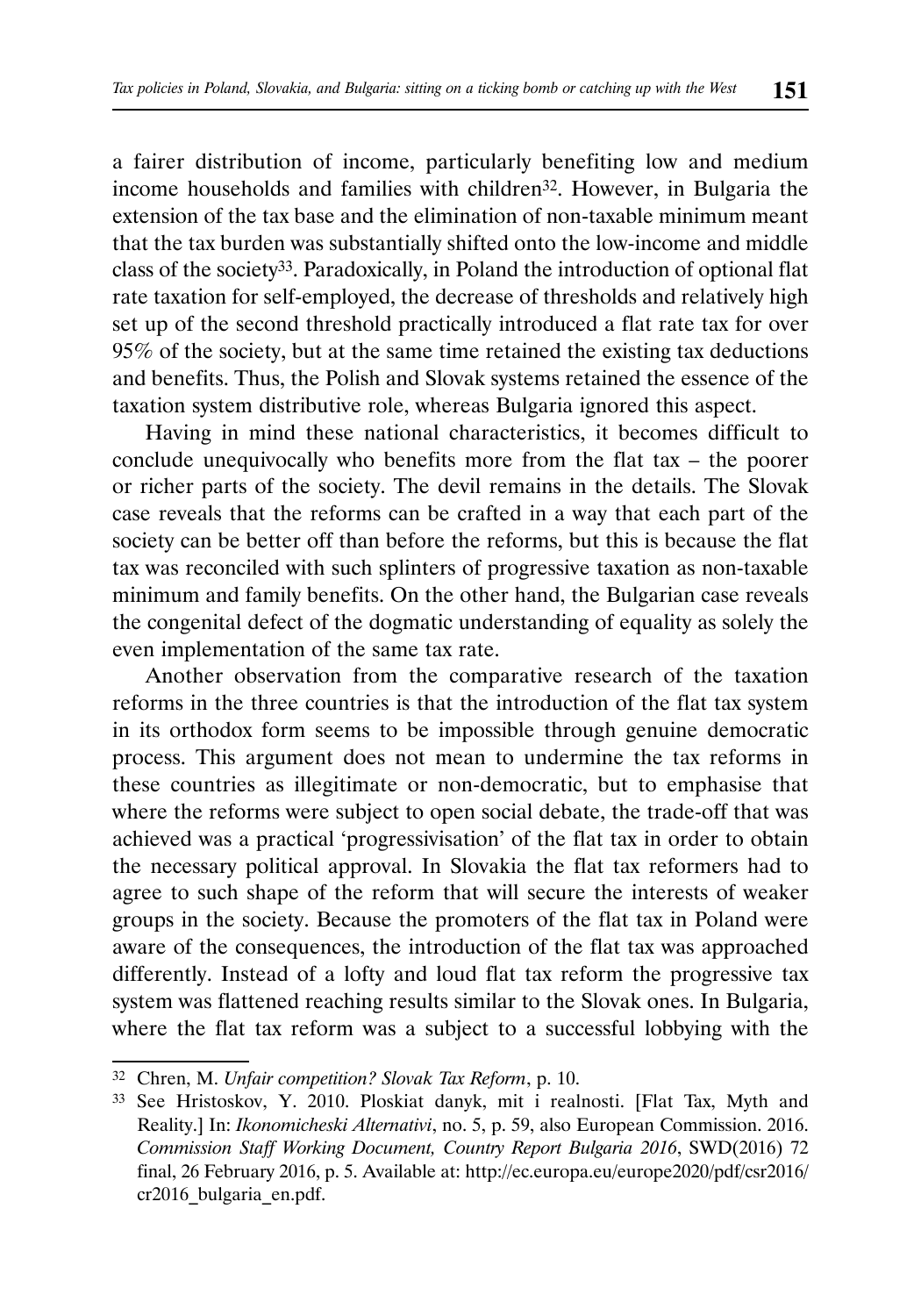a fairer distribution of income, particularly benefiting low and medium income households and families with children[32]. However, in Bulgaria the extension of the tax base and the elimination of non-taxable minimum meant that the tax burden was substantially shifted onto the low-income and middle class of the society[33]. Paradoxically, in Poland the introduction of optional flat rate taxation for self-employed, the decrease of thresholds and relatively high set up of the second threshold practically introduced a flat rate tax for over 95% of the society, but at the same time retained the existing tax deductions and benefits. Thus, the Polish and Slovak systems retained the essence of the taxation system distributive role, whereas Bulgaria ignored this aspect.

Having in mind these national characteristics, it becomes difficult to conclude unequivocally who benefits more from the flat tax – the poorer or richer parts of the society. The devil remains in the details. The Slovak case reveals that the reforms can be crafted in a way that each part of the society can be better off than before the reforms, but this is because the flat tax was reconciled with such splinters of progressive taxation as non-taxable minimum and family benefits. On the other hand, the Bulgarian case reveals the congenital defect of the dogmatic understanding of equality as solely the even implementation of the same tax rate.

Another observation from the comparative research of the taxation reforms in the three countries is that the introduction of the flat tax system in its orthodox form seems to be impossible through genuine democratic process. This argument does not mean to undermine the tax reforms in these countries as illegitimate or non-democratic, but to emphasise that where the reforms were subject to open social debate, the trade-off that was achieved was a practical 'progressivisation' of the flat tax in order to obtain the necessary political approval. In Slovakia the flat tax reformers had to agree to such shape of the reform that will secure the interests of weaker groups in the society. Because the promoters of the flat tax in Poland were aware of the consequences, the introduction of the flat tax was approached differently. Instead of a lofty and loud flat tax reform the progressive tax system was flattened reaching results similar to the Slovak ones. In Bulgaria, where the flat tax reform was a subject to a successful lobbying with the

---

[32] Chren, M. *Unfair competition? Slovak Tax Reform*, p. 10.

[33] See Hristoskov, Y. 2010. Ploskiat danyk, mit i realnosti. [Flat Tax, Myth and Reality.] In: *Ikonomicheski Alternativi*, no. 5, p. 59, also European Commission. 2016. *Commission Staff Working Document, Country Report Bulgaria 2016*, SWD(2016) 72 final, 26 February 2016, p. 5. Available at: http://ec.europa.eu/europe2020/pdf/csr2016/cr2016_bulgaria_en.pdf.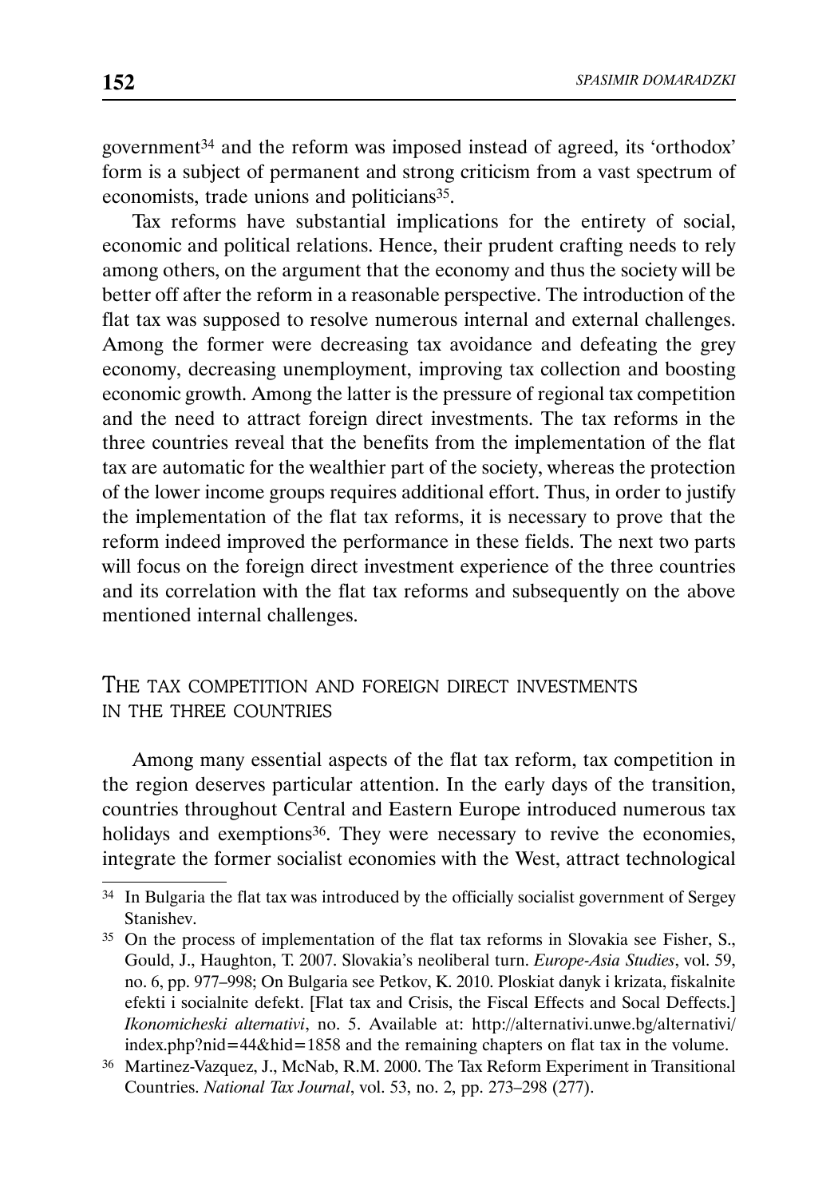government[34] and the reform was imposed instead of agreed, its 'orthodox' form is a subject of permanent and strong criticism from a vast spectrum of economists, trade unions and politicians[35].

Tax reforms have substantial implications for the entirety of social, economic and political relations. Hence, their prudent crafting needs to rely among others, on the argument that the economy and thus the society will be better off after the reform in a reasonable perspective. The introduction of the flat tax was supposed to resolve numerous internal and external challenges. Among the former were decreasing tax avoidance and defeating the grey economy, decreasing unemployment, improving tax collection and boosting economic growth. Among the latter is the pressure of regional tax competition and the need to attract foreign direct investments. The tax reforms in the three countries reveal that the benefits from the implementation of the flat tax are automatic for the wealthier part of the society, whereas the protection of the lower income groups requires additional effort. Thus, in order to justify the implementation of the flat tax reforms, it is necessary to prove that the reform indeed improved the performance in these fields. The next two parts will focus on the foreign direct investment experience of the three countries and its correlation with the flat tax reforms and subsequently on the above mentioned internal challenges.

## The tax competition and foreign direct investments in the three countries

Among many essential aspects of the flat tax reform, tax competition in the region deserves particular attention. In the early days of the transition, countries throughout Central and Eastern Europe introduced numerous tax holidays and exemptions[36]. They were necessary to revive the economies, integrate the former socialist economies with the West, attract technological

---

[34] In Bulgaria the flat tax was introduced by the officially socialist government of Sergey Stanishev.

[35] On the process of implementation of the flat tax reforms in Slovakia see Fisher, S., Gould, J., Haughton, T. 2007. Slovakia's neoliberal turn. *Europe-Asia Studies*, vol. 59, no. 6, pp. 977–998; On Bulgaria see Petkov, K. 2010. Ploskiat danyk i krizata, fiskalnite efekti i socialnite defekt. [Flat tax and Crisis, the Fiscal Effects and Socal Deffects.] *Ikonomicheski alternativi*, no. 5. Available at: http://alternativi.unwe.bg/alternativi/index.php?nid=44&hid=1858 and the remaining chapters on flat tax in the volume.

[36] Martinez-Vazquez, J., McNab, R.M. 2000. The Tax Reform Experiment in Transitional Countries. *National Tax Journal*, vol. 53, no. 2, pp. 273–298 (277).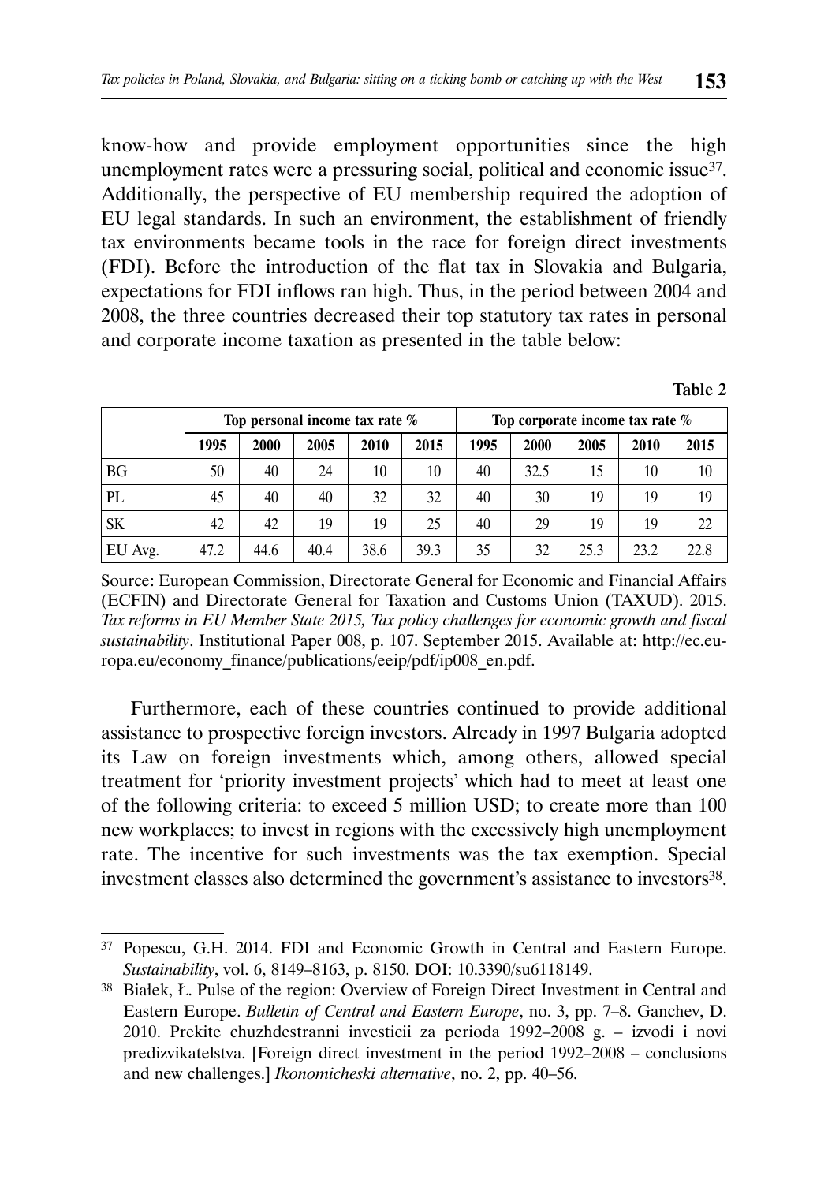know-how and provide employment opportunities since the high unemployment rates were a pressuring social, political and economic issue[37]. Additionally, the perspective of EU membership required the adoption of EU legal standards. In such an environment, the establishment of friendly tax environments became tools in the race for foreign direct investments (FDI). Before the introduction of the flat tax in Slovakia and Bulgaria, expectations for FDI inflows ran high. Thus, in the period between 2004 and 2008, the three countries decreased their top statutory tax rates in personal and corporate income taxation as presented in the table below:

**Table 2**

| | Top personal income tax rate % | | | | | Top corporate income tax rate % | | | | |
|---|---|---|---|---|---|---|---|---|---|---|
| | 1995 | 2000 | 2005 | 2010 | 2015 | 1995 | 2000 | 2005 | 2010 | 2015 |
| BG | 50 | 40 | 24 | 10 | 10 | 40 | 32.5 | 15 | 10 | 10 |
| PL | 45 | 40 | 40 | 32 | 32 | 40 | 30 | 19 | 19 | 19 |
| SK | 42 | 42 | 19 | 19 | 25 | 40 | 29 | 19 | 19 | 22 |
| EU Avg. | 47.2 | 44.6 | 40.4 | 38.6 | 39.3 | 35 | 32 | 25.3 | 23.2 | 22.8 |

Source: European Commission, Directorate General for Economic and Financial Affairs (ECFIN) and Directorate General for Taxation and Customs Union (TAXUD). 2015. *Tax reforms in EU Member State 2015, Tax policy challenges for economic growth and fiscal sustainability*. Institutional Paper 008, p. 107. September 2015. Available at: http://ec.europa.eu/economy_finance/publications/eeip/pdf/ip008_en.pdf.

Furthermore, each of these countries continued to provide additional assistance to prospective foreign investors. Already in 1997 Bulgaria adopted its Law on foreign investments which, among others, allowed special treatment for 'priority investment projects' which had to meet at least one of the following criteria: to exceed 5 million USD; to create more than 100 new workplaces; to invest in regions with the excessively high unemployment rate. The incentive for such investments was the tax exemption. Special investment classes also determined the government's assistance to investors[38].

---

[37] Popescu, G.H. 2014. FDI and Economic Growth in Central and Eastern Europe. *Sustainability*, vol. 6, 8149–8163, p. 8150. DOI: 10.3390/su6118149.

[38] Białek, Ł. Pulse of the region: Overview of Foreign Direct Investment in Central and Eastern Europe. *Bulletin of Central and Eastern Europe*, no. 3, pp. 7–8. Ganchev, D. 2010. Prekite chuzhdestranni investicii za perioda 1992–2008 g. – izvodi i novi predizvikatelstva. [Foreign direct investment in the period 1992–2008 – conclusions and new challenges.] *Ikonomicheski alternative*, no. 2, pp. 40–56.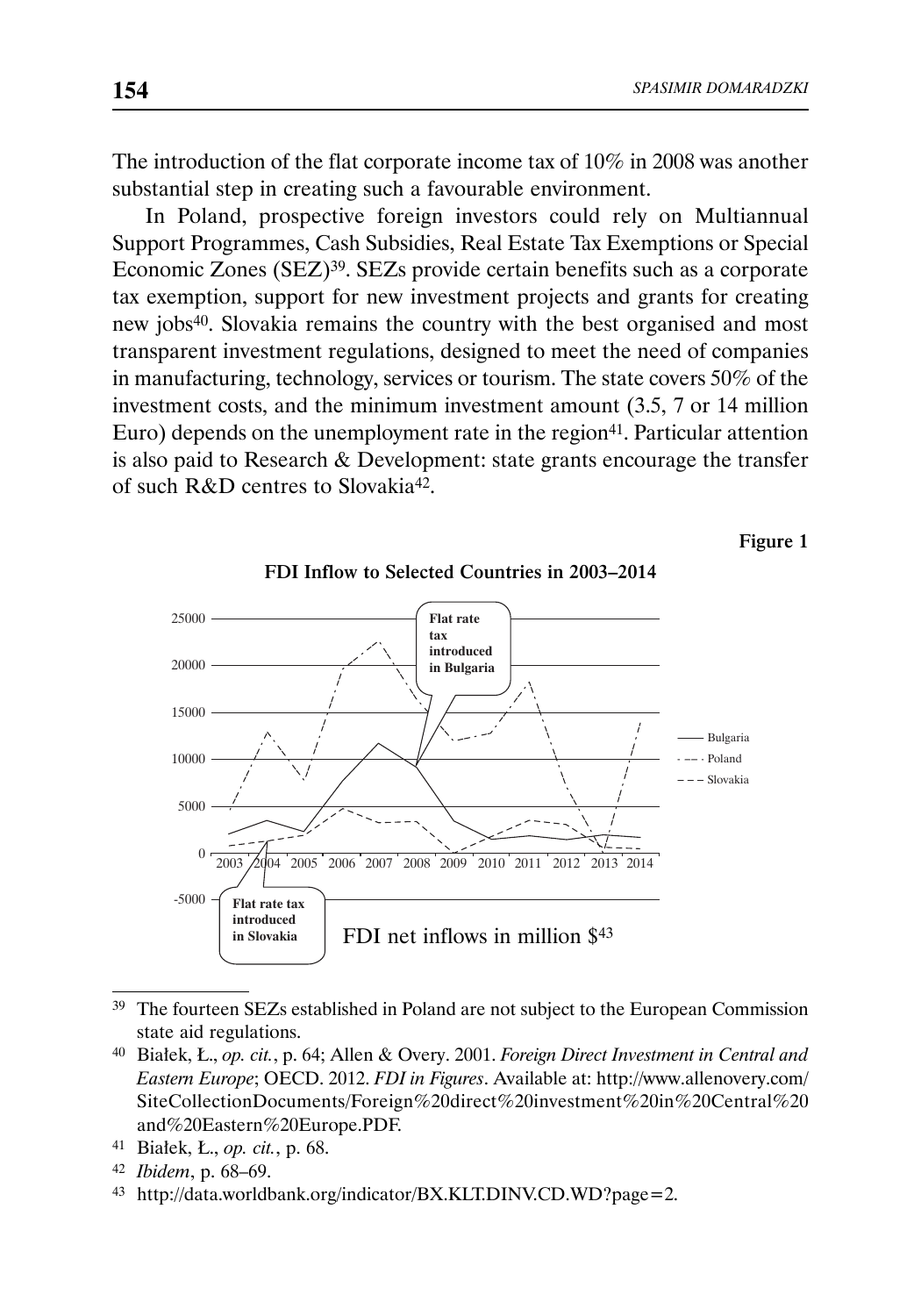The introduction of the flat corporate income tax of 10% in 2008 was another substantial step in creating such a favourable environment.

In Poland, prospective foreign investors could rely on Multiannual Support Programmes, Cash Subsidies, Real Estate Tax Exemptions or Special Economic Zones (SEZ)[39]. SEZs provide certain benefits such as a corporate tax exemption, support for new investment projects and grants for creating new jobs[40]. Slovakia remains the country with the best organised and most transparent investment regulations, designed to meet the need of companies in manufacturing, technology, services or tourism. The state covers 50% of the investment costs, and the minimum investment amount (3.5, 7 or 14 million Euro) depends on the unemployment rate in the region[41]. Particular attention is also paid to Research & Development: state grants encourage the transfer of such R&D centres to Slovakia[42].

**Figure 1**

**FDI Inflow to Selected Countries in 2003–2014**

FDI net inflows in million $[43]

---

[39] The fourteen SEZs established in Poland are not subject to the European Commission state aid regulations.

[40] Białek, Ł., *op. cit.*, p. 64; Allen & Overy. 2001. *Foreign Direct Investment in Central and Eastern Europe*; OECD. 2012. *FDI in Figures*. Available at: http://www.allenovery.com/SiteCollectionDocuments/Foreign%20direct%20investment%20in%20Central%20and%20Eastern%20Europe.PDF.

[41] Białek, Ł., *op. cit.*, p. 68.

[42] *Ibidem*, p. 68–69.

[43] http://data.worldbank.org/indicator/BX.KLT.DINV.CD.WD?page=2.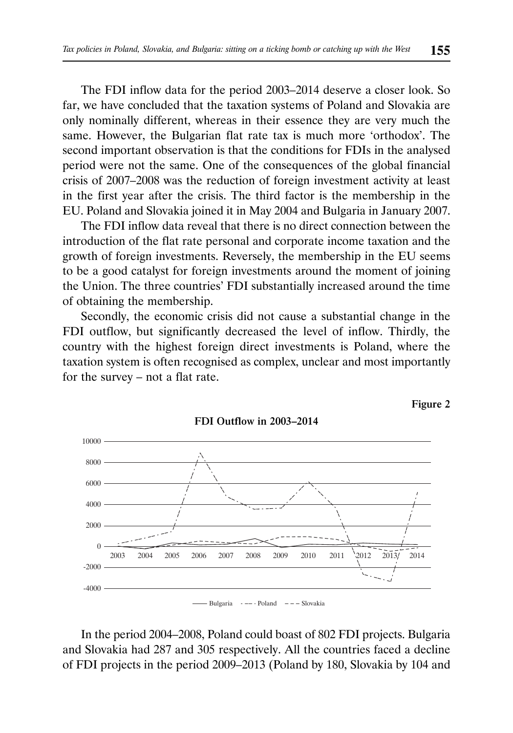The FDI inflow data for the period 2003–2014 deserve a closer look. So far, we have concluded that the taxation systems of Poland and Slovakia are only nominally different, whereas in their essence they are very much the same. However, the Bulgarian flat rate tax is much more 'orthodox'. The second important observation is that the conditions for FDIs in the analysed period were not the same. One of the consequences of the global financial crisis of 2007–2008 was the reduction of foreign investment activity at least in the first year after the crisis. The third factor is the membership in the EU. Poland and Slovakia joined it in May 2004 and Bulgaria in January 2007.

The FDI inflow data reveal that there is no direct connection between the introduction of the flat rate personal and corporate income taxation and the growth of foreign investments. Reversely, the membership in the EU seems to be a good catalyst for foreign investments around the moment of joining the Union. The three countries' FDI substantially increased around the time of obtaining the membership.

Secondly, the economic crisis did not cause a substantial change in the FDI outflow, but significantly decreased the level of inflow. Thirdly, the country with the highest foreign direct investments is Poland, where the taxation system is often recognised as complex, unclear and most importantly for the survey – not a flat rate.

**Figure 2**

**FDI Outflow in 2003–2014**

In the period 2004–2008, Poland could boast of 802 FDI projects. Bulgaria and Slovakia had 287 and 305 respectively. All the countries faced a decline of FDI projects in the period 2009–2013 (Poland by 180, Slovakia by 104 and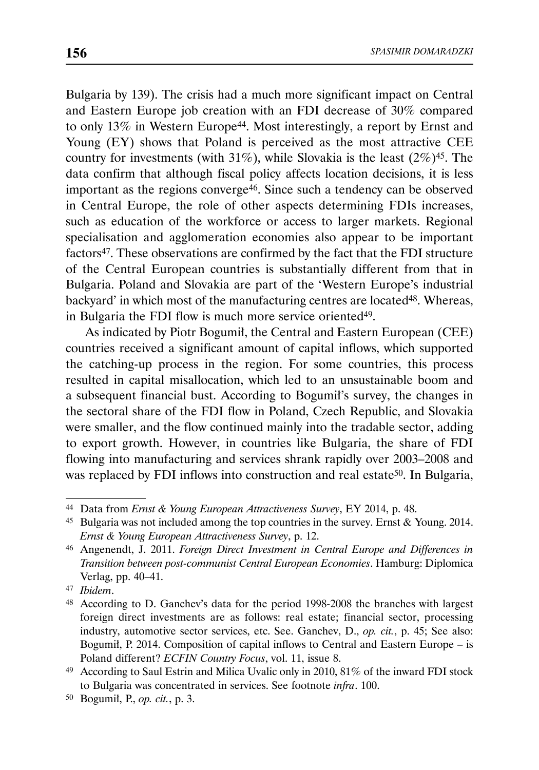Bulgaria by 139). The crisis had a much more significant impact on Central and Eastern Europe job creation with an FDI decrease of 30% compared to only 13% in Western Europe[44]. Most interestingly, a report by Ernst and Young (EY) shows that Poland is perceived as the most attractive CEE country for investments (with 31%), while Slovakia is the least (2%)[45]. The data confirm that although fiscal policy affects location decisions, it is less important as the regions converge[46]. Since such a tendency can be observed in Central Europe, the role of other aspects determining FDIs increases, such as education of the workforce or access to larger markets. Regional specialisation and agglomeration economies also appear to be important factors[47]. These observations are confirmed by the fact that the FDI structure of the Central European countries is substantially different from that in Bulgaria. Poland and Slovakia are part of the 'Western Europe's industrial backyard' in which most of the manufacturing centres are located[48]. Whereas, in Bulgaria the FDI flow is much more service oriented[49].

As indicated by Piotr Bogumił, the Central and Eastern European (CEE) countries received a significant amount of capital inflows, which supported the catching-up process in the region. For some countries, this process resulted in capital misallocation, which led to an unsustainable boom and a subsequent financial bust. According to Bogumił's survey, the changes in the sectoral share of the FDI flow in Poland, Czech Republic, and Slovakia were smaller, and the flow continued mainly into the tradable sector, adding to export growth. However, in countries like Bulgaria, the share of FDI flowing into manufacturing and services shrank rapidly over 2003–2008 and was replaced by FDI inflows into construction and real estate[50]. In Bulgaria,

---

[44] Data from *Ernst & Young European Attractiveness Survey*, EY 2014, p. 48.

[45] Bulgaria was not included among the top countries in the survey. Ernst & Young. 2014. *Ernst & Young European Attractiveness Survey*, p. 12.

[46] Angenendt, J. 2011. *Foreign Direct Investment in Central Europe and Differences in Transition between post-communist Central European Economies*. Hamburg: Diplomica Verlag, pp. 40–41.

[47] *Ibidem*.

[48] According to D. Ganchev's data for the period 1998-2008 the branches with largest foreign direct investments are as follows: real estate; financial sector, processing industry, automotive sector services, etc. See. Ganchev, D., *op. cit.*, p. 45; See also: Bogumił, P. 2014. Composition of capital inflows to Central and Eastern Europe – is Poland different? *ECFIN Country Focus*, vol. 11, issue 8.

[49] According to Saul Estrin and Milica Uvalic only in 2010, 81% of the inward FDI stock to Bulgaria was concentrated in services. See footnote *infra*. 100.

[50] Bogumił, P., *op. cit.*, p. 3.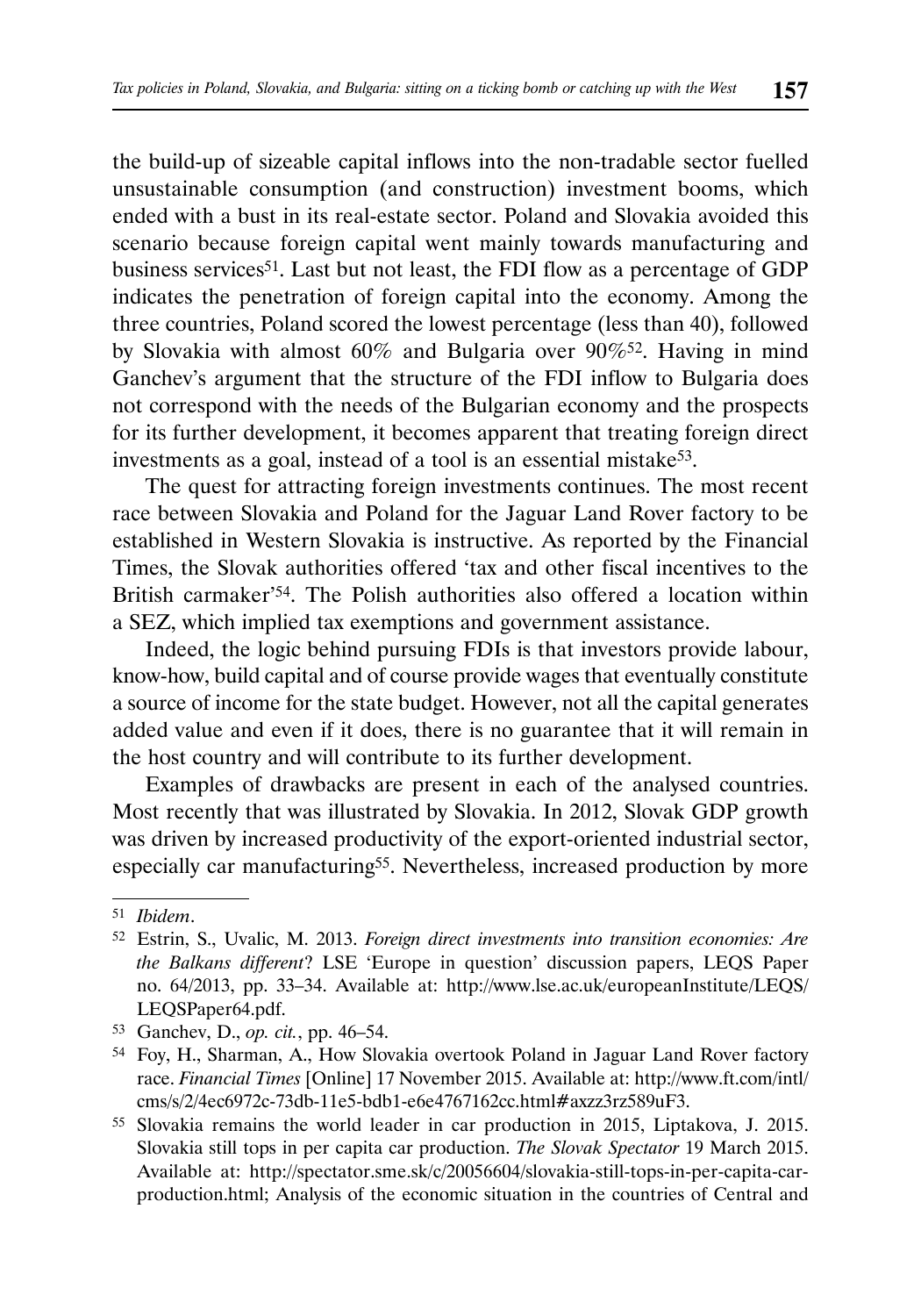the build-up of sizeable capital inflows into the non-tradable sector fuelled unsustainable consumption (and construction) investment booms, which ended with a bust in its real-estate sector. Poland and Slovakia avoided this scenario because foreign capital went mainly towards manufacturing and business services[51]. Last but not least, the FDI flow as a percentage of GDP indicates the penetration of foreign capital into the economy. Among the three countries, Poland scored the lowest percentage (less than 40), followed by Slovakia with almost 60% and Bulgaria over 90%[52]. Having in mind Ganchev's argument that the structure of the FDI inflow to Bulgaria does not correspond with the needs of the Bulgarian economy and the prospects for its further development, it becomes apparent that treating foreign direct investments as a goal, instead of a tool is an essential mistake[53].

The quest for attracting foreign investments continues. The most recent race between Slovakia and Poland for the Jaguar Land Rover factory to be established in Western Slovakia is instructive. As reported by the Financial Times, the Slovak authorities offered 'tax and other fiscal incentives to the British carmaker'[54]. The Polish authorities also offered a location within a SEZ, which implied tax exemptions and government assistance.

Indeed, the logic behind pursuing FDIs is that investors provide labour, know-how, build capital and of course provide wages that eventually constitute a source of income for the state budget. However, not all the capital generates added value and even if it does, there is no guarantee that it will remain in the host country and will contribute to its further development.

Examples of drawbacks are present in each of the analysed countries. Most recently that was illustrated by Slovakia. In 2012, Slovak GDP growth was driven by increased productivity of the export-oriented industrial sector, especially car manufacturing[55]. Nevertheless, increased production by more

---

[51] *Ibidem*.

[52] Estrin, S., Uvalic, M. 2013. *Foreign direct investments into transition economies: Are the Balkans different*? LSE 'Europe in question' discussion papers, LEQS Paper no. 64/2013, pp. 33–34. Available at: http://www.lse.ac.uk/europeanInstitute/LEQS/LEQSPaper64.pdf.

[53] Ganchev, D., *op. cit.*, pp. 46–54.

[54] Foy, H., Sharman, A., How Slovakia overtook Poland in Jaguar Land Rover factory race. *Financial Times* [Online] 17 November 2015. Available at: http://www.ft.com/intl/cms/s/2/4ec6972c-73db-11e5-bdb1-e6e4767162cc.html#axzz3rz589uF3.

[55] Slovakia remains the world leader in car production in 2015, Liptakova, J. 2015. Slovakia still tops in per capita car production. *The Slovak Spectator* 19 March 2015. Available at: http://spectator.sme.sk/c/20056604/slovakia-still-tops-in-per-capita-car-production.html; Analysis of the economic situation in the countries of Central and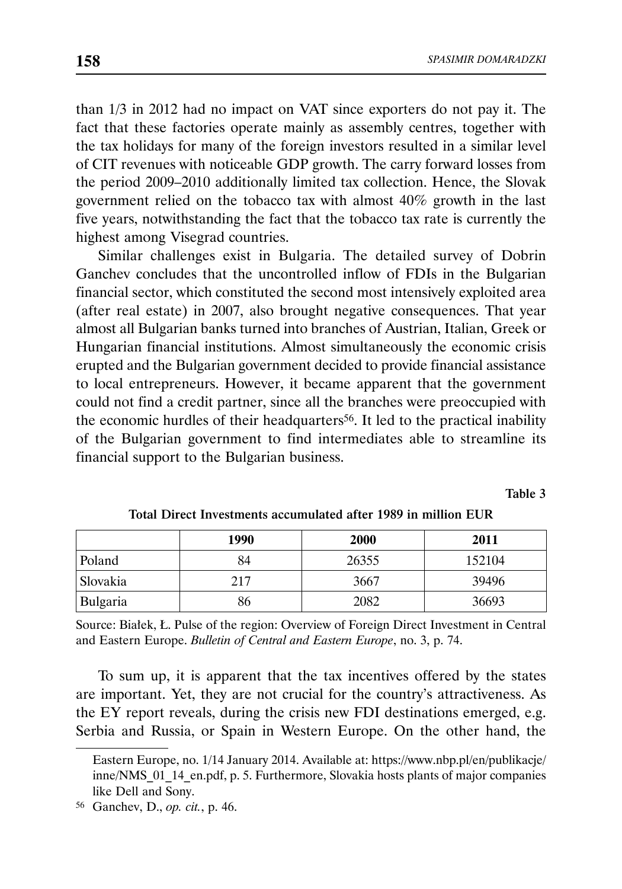than 1/3 in 2012 had no impact on VAT since exporters do not pay it. The fact that these factories operate mainly as assembly centres, together with the tax holidays for many of the foreign investors resulted in a similar level of CIT revenues with noticeable GDP growth. The carry forward losses from the period 2009–2010 additionally limited tax collection. Hence, the Slovak government relied on the tobacco tax with almost 40% growth in the last five years, notwithstanding the fact that the tobacco tax rate is currently the highest among Visegrad countries.

Similar challenges exist in Bulgaria. The detailed survey of Dobrin Ganchev concludes that the uncontrolled inflow of FDIs in the Bulgarian financial sector, which constituted the second most intensively exploited area (after real estate) in 2007, also brought negative consequences. That year almost all Bulgarian banks turned into branches of Austrian, Italian, Greek or Hungarian financial institutions. Almost simultaneously the economic crisis erupted and the Bulgarian government decided to provide financial assistance to local entrepreneurs. However, it became apparent that the government could not find a credit partner, since all the branches were preoccupied with the economic hurdles of their headquarters[56]. It led to the practical inability of the Bulgarian government to find intermediates able to streamline its financial support to the Bulgarian business.

**Table 3**

**Total Direct Investments accumulated after 1989 in million EUR**

| | 1990 | 2000 | 2011 |
|---|---|---|---|
| Poland | 84 | 26355 | 152104 |
| Slovakia | 217 | 3667 | 39496 |
| Bulgaria | 86 | 2082 | 36693 |

Source: Białek, Ł. Pulse of the region: Overview of Foreign Direct Investment in Central and Eastern Europe. *Bulletin of Central and Eastern Europe*, no. 3, p. 74.

To sum up, it is apparent that the tax incentives offered by the states are important. Yet, they are not crucial for the country's attractiveness. As the EY report reveals, during the crisis new FDI destinations emerged, e.g. Serbia and Russia, or Spain in Western Europe. On the other hand, the

Eastern Europe, no. 1/14 January 2014. Available at: https://www.nbp.pl/en/publikacje/inne/NMS_01_14_en.pdf, p. 5. Furthermore, Slovakia hosts plants of major companies like Dell and Sony.

[56] Ganchev, D., *op. cit.*, p. 46.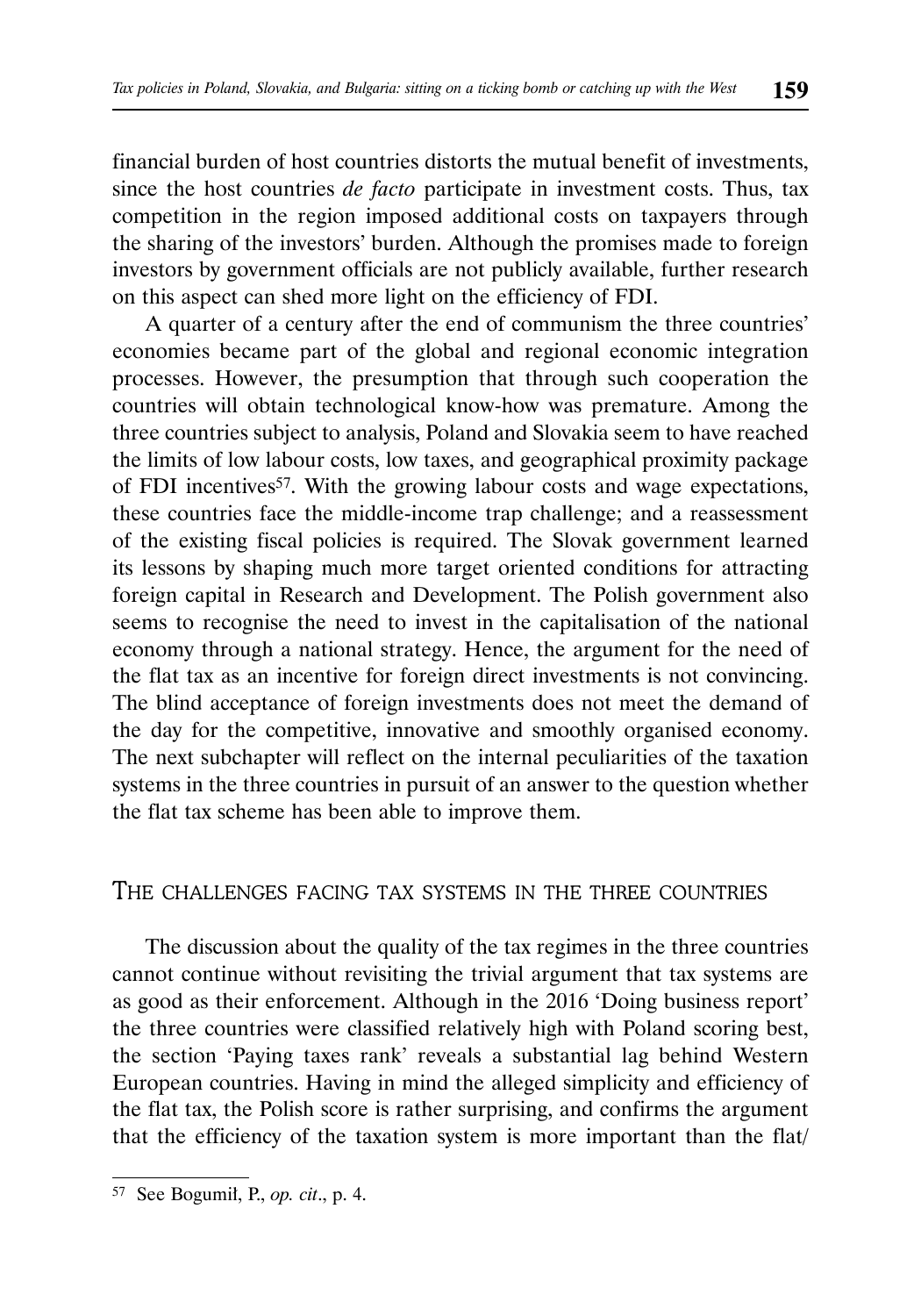financial burden of host countries distorts the mutual benefit of investments, since the host countries *de facto* participate in investment costs. Thus, tax competition in the region imposed additional costs on taxpayers through the sharing of the investors' burden. Although the promises made to foreign investors by government officials are not publicly available, further research on this aspect can shed more light on the efficiency of FDI.

A quarter of a century after the end of communism the three countries' economies became part of the global and regional economic integration processes. However, the presumption that through such cooperation the countries will obtain technological know-how was premature. Among the three countries subject to analysis, Poland and Slovakia seem to have reached the limits of low labour costs, low taxes, and geographical proximity package of FDI incentives[57]. With the growing labour costs and wage expectations, these countries face the middle-income trap challenge; and a reassessment of the existing fiscal policies is required. The Slovak government learned its lessons by shaping much more target oriented conditions for attracting foreign capital in Research and Development. The Polish government also seems to recognise the need to invest in the capitalisation of the national economy through a national strategy. Hence, the argument for the need of the flat tax as an incentive for foreign direct investments is not convincing. The blind acceptance of foreign investments does not meet the demand of the day for the competitive, innovative and smoothly organised economy. The next subchapter will reflect on the internal peculiarities of the taxation systems in the three countries in pursuit of an answer to the question whether the flat tax scheme has been able to improve them.

## The challenges facing tax systems in the three countries

The discussion about the quality of the tax regimes in the three countries cannot continue without revisiting the trivial argument that tax systems are as good as their enforcement. Although in the 2016 'Doing business report' the three countries were classified relatively high with Poland scoring best, the section 'Paying taxes rank' reveals a substantial lag behind Western European countries. Having in mind the alleged simplicity and efficiency of the flat tax, the Polish score is rather surprising, and confirms the argument that the efficiency of the taxation system is more important than the flat/

---

[57] See Bogumił, P., *op. cit*., p. 4.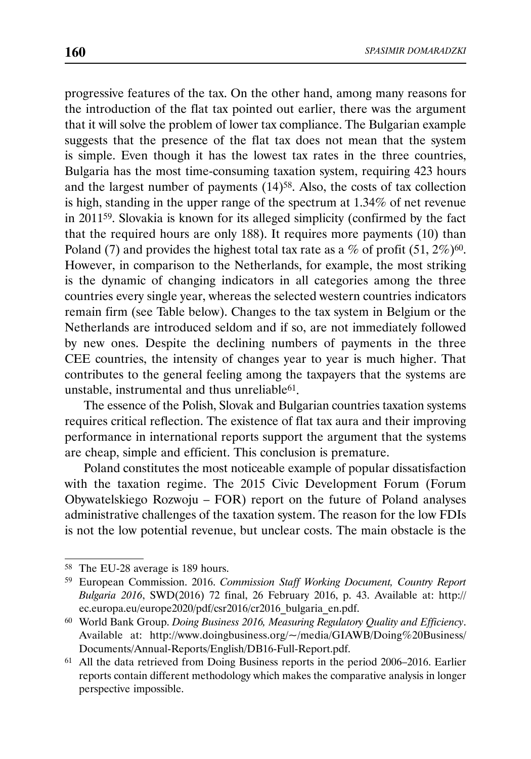progressive features of the tax. On the other hand, among many reasons for the introduction of the flat tax pointed out earlier, there was the argument that it will solve the problem of lower tax compliance. The Bulgarian example suggests that the presence of the flat tax does not mean that the system is simple. Even though it has the lowest tax rates in the three countries, Bulgaria has the most time-consuming taxation system, requiring 423 hours and the largest number of payments (14)[58]. Also, the costs of tax collection is high, standing in the upper range of the spectrum at 1.34% of net revenue in 2011[59]. Slovakia is known for its alleged simplicity (confirmed by the fact that the required hours are only 188). It requires more payments (10) than Poland (7) and provides the highest total tax rate as a % of profit (51, 2%)[60]. However, in comparison to the Netherlands, for example, the most striking is the dynamic of changing indicators in all categories among the three countries every single year, whereas the selected western countries indicators remain firm (see Table below). Changes to the tax system in Belgium or the Netherlands are introduced seldom and if so, are not immediately followed by new ones. Despite the declining numbers of payments in the three CEE countries, the intensity of changes year to year is much higher. That contributes to the general feeling among the taxpayers that the systems are unstable, instrumental and thus unreliable[61].

The essence of the Polish, Slovak and Bulgarian countries taxation systems requires critical reflection. The existence of flat tax aura and their improving performance in international reports support the argument that the systems are cheap, simple and efficient. This conclusion is premature.

Poland constitutes the most noticeable example of popular dissatisfaction with the taxation regime. The 2015 Civic Development Forum (Forum Obywatelskiego Rozwoju – FOR) report on the future of Poland analyses administrative challenges of the taxation system. The reason for the low FDIs is not the low potential revenue, but unclear costs. The main obstacle is the

---

[58] The EU-28 average is 189 hours.

[59] European Commission. 2016. *Commission Staff Working Document, Country Report Bulgaria 2016*, SWD(2016) 72 final, 26 February 2016, p. 43. Available at: http://ec.europa.eu/europe2020/pdf/csr2016/cr2016_bulgaria_en.pdf.

[60] World Bank Group. *Doing Business 2016, Measuring Regulatory Quality and Efficiency*. Available at: http://www.doingbusiness.org/~/media/GIAWB/Doing%20Business/Documents/Annual-Reports/English/DB16-Full-Report.pdf.

[61] All the data retrieved from Doing Business reports in the period 2006–2016. Earlier reports contain different methodology which makes the comparative analysis in longer perspective impossible.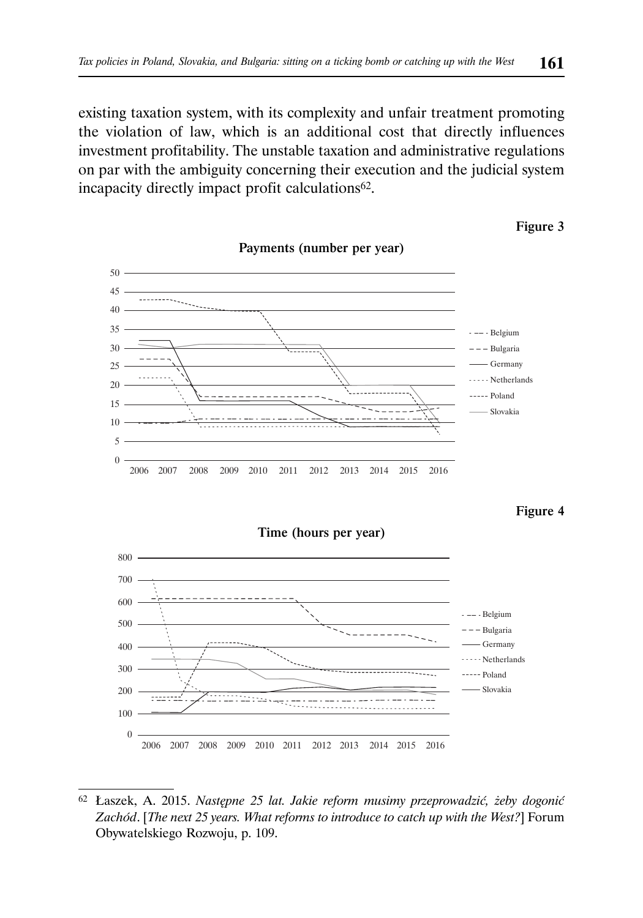existing taxation system, with its complexity and unfair treatment promoting the violation of law, which is an additional cost that directly influences investment profitability. The unstable taxation and administrative regulations on par with the ambiguity concerning their execution and the judicial system incapacity directly impact profit calculations[62].

**Figure 3**

**Payments (number per year)**

**Figure 4**

**Time (hours per year)**

---

[62] Łaszek, A. 2015. *Następne 25 lat. Jakie reform musimy przeprowadzić, żeby dogonić Zachód*. [*The next 25 years. What reforms to introduce to catch up with the West?*] Forum Obywatelskiego Rozwoju, p. 109.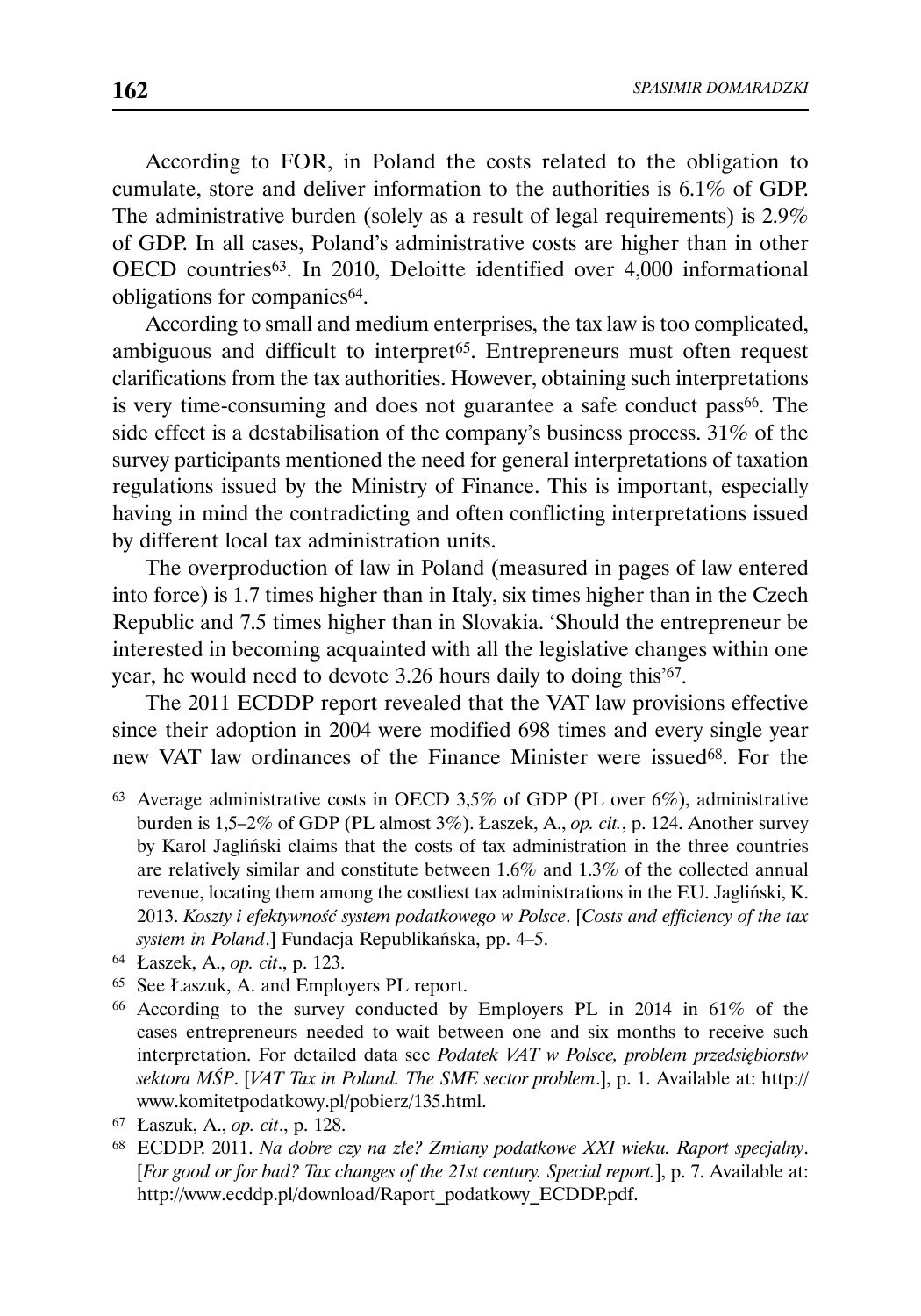According to FOR, in Poland the costs related to the obligation to cumulate, store and deliver information to the authorities is 6.1% of GDP. The administrative burden (solely as a result of legal requirements) is 2.9% of GDP. In all cases, Poland's administrative costs are higher than in other OECD countries[63]. In 2010, Deloitte identified over 4,000 informational obligations for companies[64].

According to small and medium enterprises, the tax law is too complicated, ambiguous and difficult to interpret[65]. Entrepreneurs must often request clarifications from the tax authorities. However, obtaining such interpretations is very time-consuming and does not guarantee a safe conduct pass[66]. The side effect is a destabilisation of the company's business process. 31% of the survey participants mentioned the need for general interpretations of taxation regulations issued by the Ministry of Finance. This is important, especially having in mind the contradicting and often conflicting interpretations issued by different local tax administration units.

The overproduction of law in Poland (measured in pages of law entered into force) is 1.7 times higher than in Italy, six times higher than in the Czech Republic and 7.5 times higher than in Slovakia. 'Should the entrepreneur be interested in becoming acquainted with all the legislative changes within one year, he would need to devote 3.26 hours daily to doing this'[67].

The 2011 ECDDP report revealed that the VAT law provisions effective since their adoption in 2004 were modified 698 times and every single year new VAT law ordinances of the Finance Minister were issued[68]. For the

---

[63] Average administrative costs in OECD 3,5% of GDP (PL over 6%), administrative burden is 1,5–2% of GDP (PL almost 3%). Łaszek, A., *op. cit.*, p. 124. Another survey by Karol Jagliński claims that the costs of tax administration in the three countries are relatively similar and constitute between 1.6% and 1.3% of the collected annual revenue, locating them among the costliest tax administrations in the EU. Jagliński, K. 2013. *Koszty i efektywność system podatkowego w Polsce*. [*Costs and efficiency of the tax system in Poland*.] Fundacja Republikańska, pp. 4–5.

[64] Łaszek, A., *op. cit*., p. 123.

[65] See Łaszuk, A. and Employers PL report.

[66] According to the survey conducted by Employers PL in 2014 in 61% of the cases entrepreneurs needed to wait between one and six months to receive such interpretation. For detailed data see *Podatek VAT w Polsce, problem przedsiębiorstw sektora MŚP*. [*VAT Tax in Poland. The SME sector problem*.], p. 1. Available at: http://www.komitetpodatkowy.pl/pobierz/135.html.

[67] Łaszuk, A., *op. cit*., p. 128.

[68] ECDDP. 2011. *Na dobre czy na złe? Zmiany podatkowe XXI wieku. Raport specjalny*. [*For good or for bad? Tax changes of the 21st century. Special report.*], p. 7. Available at: http://www.ecddp.pl/download/Raport_podatkowy_ECDDP.pdf.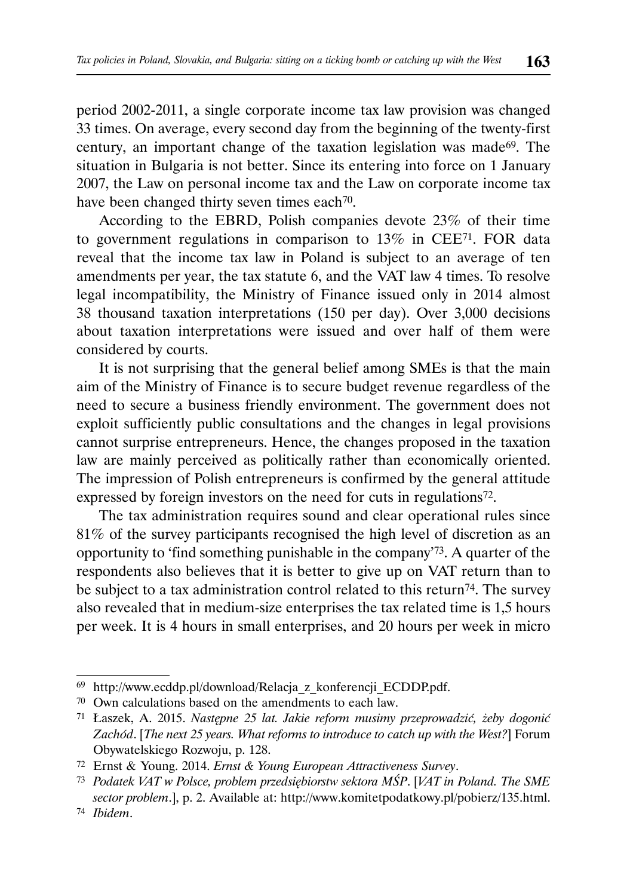period 2002-2011, a single corporate income tax law provision was changed 33 times. On average, every second day from the beginning of the twenty-first century, an important change of the taxation legislation was made[69]. The situation in Bulgaria is not better. Since its entering into force on 1 January 2007, the Law on personal income tax and the Law on corporate income tax have been changed thirty seven times each[70].

According to the EBRD, Polish companies devote 23% of their time to government regulations in comparison to 13% in CEE[71]. FOR data reveal that the income tax law in Poland is subject to an average of ten amendments per year, the tax statute 6, and the VAT law 4 times. To resolve legal incompatibility, the Ministry of Finance issued only in 2014 almost 38 thousand taxation interpretations (150 per day). Over 3,000 decisions about taxation interpretations were issued and over half of them were considered by courts.

It is not surprising that the general belief among SMEs is that the main aim of the Ministry of Finance is to secure budget revenue regardless of the need to secure a business friendly environment. The government does not exploit sufficiently public consultations and the changes in legal provisions cannot surprise entrepreneurs. Hence, the changes proposed in the taxation law are mainly perceived as politically rather than economically oriented. The impression of Polish entrepreneurs is confirmed by the general attitude expressed by foreign investors on the need for cuts in regulations[72].

The tax administration requires sound and clear operational rules since 81% of the survey participants recognised the high level of discretion as an opportunity to 'find something punishable in the company'[73]. A quarter of the respondents also believes that it is better to give up on VAT return than to be subject to a tax administration control related to this return[74]. The survey also revealed that in medium-size enterprises the tax related time is 1,5 hours per week. It is 4 hours in small enterprises, and 20 hours per week in micro

---

[69] http://www.ecddp.pl/download/Relacja_z_konferencji_ECDDP.pdf.

[70] Own calculations based on the amendments to each law.

[71] Łaszek, A. 2015. *Następne 25 lat. Jakie reform musimy przeprowadzić, żeby dogonić Zachód*. [*The next 25 years. What reforms to introduce to catch up with the West?*] Forum Obywatelskiego Rozwoju, p. 128.

[72] Ernst & Young. 2014. *Ernst & Young European Attractiveness Survey*.

[73] *Podatek VAT w Polsce, problem przedsiębiorstw sektora MŚP*. [*VAT in Poland. The SME sector problem*.], p. 2. Available at: http://www.komitetpodatkowy.pl/pobierz/135.html.

[74] *Ibidem*.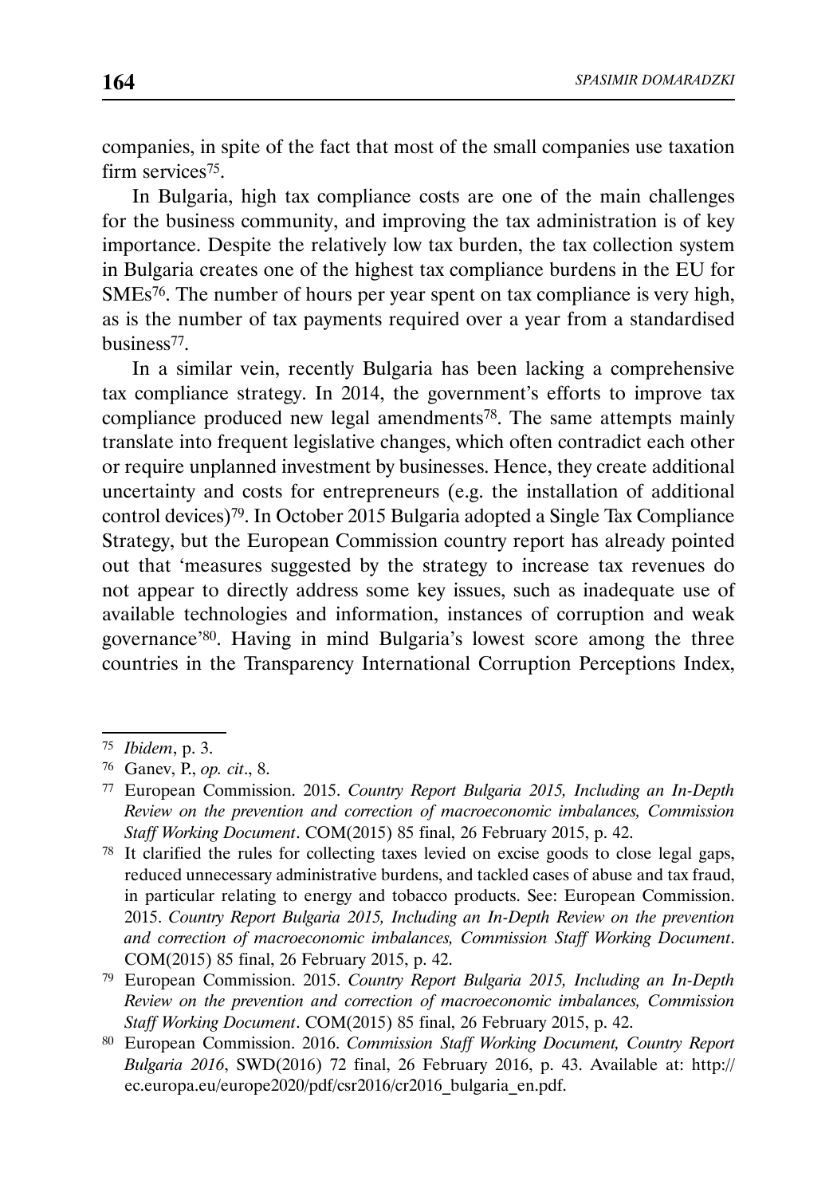companies, in spite of the fact that most of the small companies use taxation firm services[75].

In Bulgaria, high tax compliance costs are one of the main challenges for the business community, and improving the tax administration is of key importance. Despite the relatively low tax burden, the tax collection system in Bulgaria creates one of the highest tax compliance burdens in the EU for SMEs[76]. The number of hours per year spent on tax compliance is very high, as is the number of tax payments required over a year from a standardised business[77].

In a similar vein, recently Bulgaria has been lacking a comprehensive tax compliance strategy. In 2014, the government's efforts to improve tax compliance produced new legal amendments[78]. The same attempts mainly translate into frequent legislative changes, which often contradict each other or require unplanned investment by businesses. Hence, they create additional uncertainty and costs for entrepreneurs (e.g. the installation of additional control devices)[79]. In October 2015 Bulgaria adopted a Single Tax Compliance Strategy, but the European Commission country report has already pointed out that 'measures suggested by the strategy to increase tax revenues do not appear to directly address some key issues, such as inadequate use of available technologies and information, instances of corruption and weak governance'[80]. Having in mind Bulgaria's lowest score among the three countries in the Transparency International Corruption Perceptions Index,

---

[75] *Ibidem*, p. 3.

[76] Ganev, P., *op. cit*., 8.

[77] European Commission. 2015. *Country Report Bulgaria 2015, Including an In-Depth Review on the prevention and correction of macroeconomic imbalances, Commission Staff Working Document*. COM(2015) 85 final, 26 February 2015, p. 42.

[78] It clarified the rules for collecting taxes levied on excise goods to close legal gaps, reduced unnecessary administrative burdens, and tackled cases of abuse and tax fraud, in particular relating to energy and tobacco products. See: European Commission. 2015. *Country Report Bulgaria 2015, Including an In-Depth Review on the prevention and correction of macroeconomic imbalances, Commission Staff Working Document*. COM(2015) 85 final, 26 February 2015, p. 42.

[79] European Commission. 2015. *Country Report Bulgaria 2015, Including an In-Depth Review on the prevention and correction of macroeconomic imbalances, Commission Staff Working Document*. COM(2015) 85 final, 26 February 2015, p. 42.

[80] European Commission. 2016. *Commission Staff Working Document, Country Report Bulgaria 2016*, SWD(2016) 72 final, 26 February 2016, p. 43. Available at: http://ec.europa.eu/europe2020/pdf/csr2016/cr2016_bulgaria_en.pdf.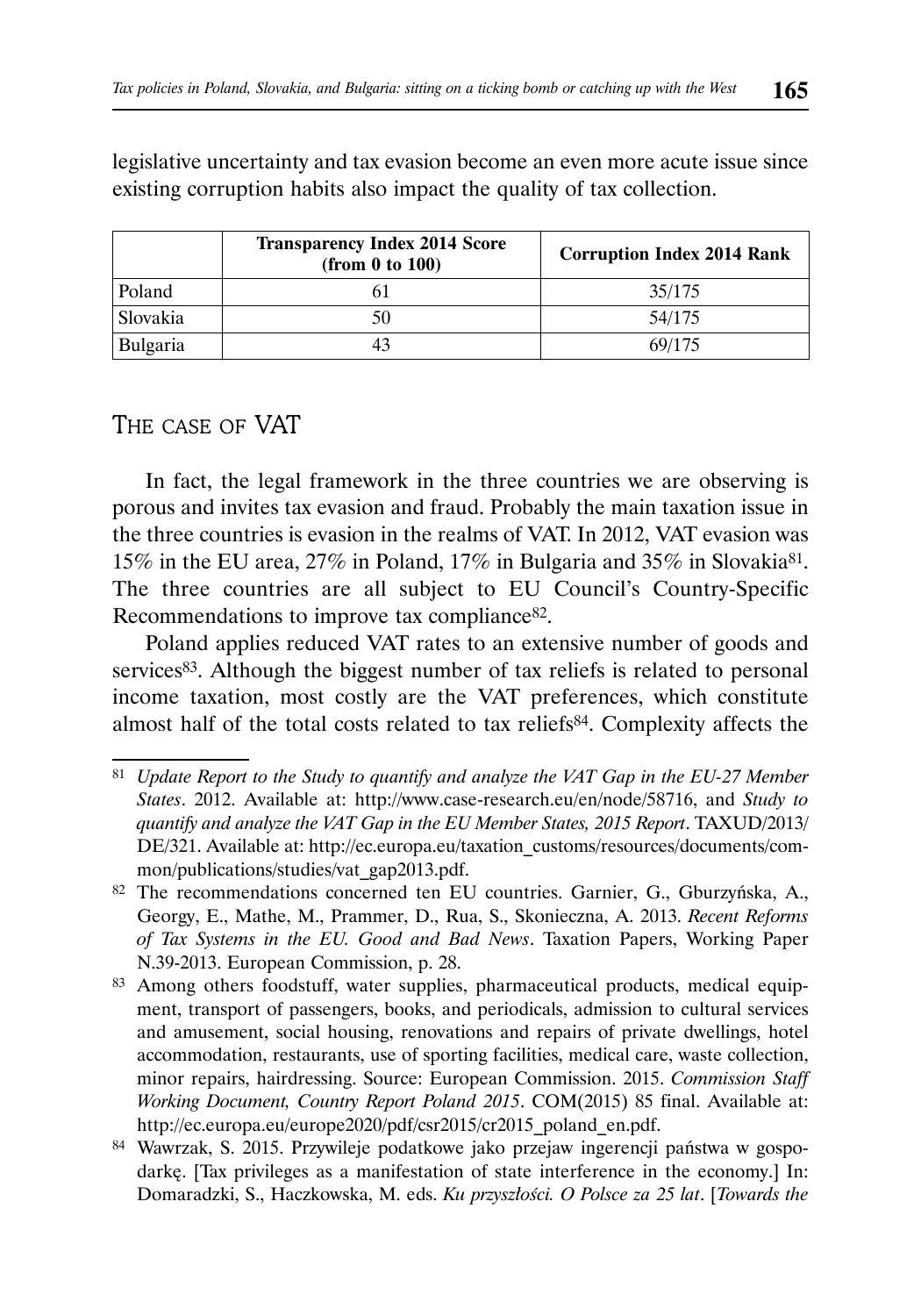legislative uncertainty and tax evasion become an even more acute issue since existing corruption habits also impact the quality of tax collection.

| | **Transparency Index 2014 Score (from 0 to 100)** | **Corruption Index 2014 Rank** |
|---|---|---|
| Poland | 61 | 35/175 |
| Slovakia | 50 | 54/175 |
| Bulgaria | 43 | 69/175 |

## The case of VAT

In fact, the legal framework in the three countries we are observing is porous and invites tax evasion and fraud. Probably the main taxation issue in the three countries is evasion in the realms of VAT. In 2012, VAT evasion was 15% in the EU area, 27% in Poland, 17% in Bulgaria and 35% in Slovakia[81]. The three countries are all subject to EU Council's Country-Specific Recommendations to improve tax compliance[82].

Poland applies reduced VAT rates to an extensive number of goods and services[83]. Although the biggest number of tax reliefs is related to personal income taxation, most costly are the VAT preferences, which constitute almost half of the total costs related to tax reliefs[84]. Complexity affects the

---

[81] *Update Report to the Study to quantify and analyze the VAT Gap in the EU-27 Member States*. 2012. Available at: http://www.case-research.eu/en/node/58716, and *Study to quantify and analyze the VAT Gap in the EU Member States, 2015 Report*. TAXUD/2013/DE/321. Available at: http://ec.europa.eu/taxation_customs/resources/documents/common/publications/studies/vat_gap2013.pdf.

[82] The recommendations concerned ten EU countries. Garnier, G., Gburzyńska, A., Georgy, E., Mathe, M., Prammer, D., Rua, S., Skonieczna, A. 2013. *Recent Reforms of Tax Systems in the EU. Good and Bad News*. Taxation Papers, Working Paper N.39-2013. European Commission, p. 28.

[83] Among others foodstuff, water supplies, pharmaceutical products, medical equipment, transport of passengers, books, and periodicals, admission to cultural services and amusement, social housing, renovations and repairs of private dwellings, hotel accommodation, restaurants, use of sporting facilities, medical care, waste collection, minor repairs, hairdressing. Source: European Commission. 2015. *Commission Staff Working Document, Country Report Poland 2015*. COM(2015) 85 final. Available at: http://ec.europa.eu/europe2020/pdf/csr2015/cr2015_poland_en.pdf.

[84] Wawrzak, S. 2015. Przywileje podatkowe jako przejaw ingerencji państwa w gospodarkę. [Tax privileges as a manifestation of state interference in the economy.] In: Domaradzki, S., Haczkowska, M. eds. *Ku przyszłości. O Polsce za 25 lat*. [*Towards the*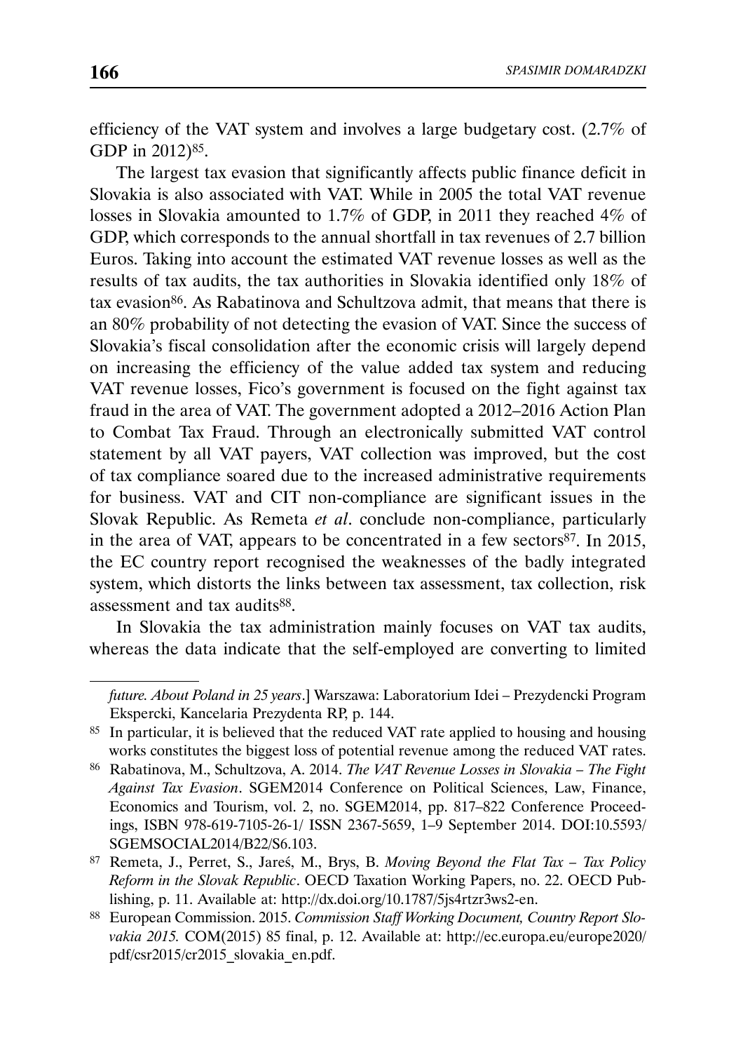efficiency of the VAT system and involves a large budgetary cost. (2.7% of GDP in 2012)[85].

The largest tax evasion that significantly affects public finance deficit in Slovakia is also associated with VAT. While in 2005 the total VAT revenue losses in Slovakia amounted to 1.7% of GDP, in 2011 they reached 4% of GDP, which corresponds to the annual shortfall in tax revenues of 2.7 billion Euros. Taking into account the estimated VAT revenue losses as well as the results of tax audits, the tax authorities in Slovakia identified only 18% of tax evasion[86]. As Rabatinova and Schultzova admit, that means that there is an 80% probability of not detecting the evasion of VAT. Since the success of Slovakia's fiscal consolidation after the economic crisis will largely depend on increasing the efficiency of the value added tax system and reducing VAT revenue losses, Fico's government is focused on the fight against tax fraud in the area of VAT. The government adopted a 2012–2016 Action Plan to Combat Tax Fraud. Through an electronically submitted VAT control statement by all VAT payers, VAT collection was improved, but the cost of tax compliance soared due to the increased administrative requirements for business. VAT and CIT non-compliance are significant issues in the Slovak Republic. As Remeta *et al*. conclude non-compliance, particularly in the area of VAT, appears to be concentrated in a few sectors[87]. In 2015, the EC country report recognised the weaknesses of the badly integrated system, which distorts the links between tax assessment, tax collection, risk assessment and tax audits[88].

In Slovakia the tax administration mainly focuses on VAT tax audits, whereas the data indicate that the self-employed are converting to limited

---

*future. About Poland in 25 years*.] Warszawa: Laboratorium Idei – Prezydencki Program Ekspercki, Kancelaria Prezydenta RP, p. 144.

[85] In particular, it is believed that the reduced VAT rate applied to housing and housing works constitutes the biggest loss of potential revenue among the reduced VAT rates.

[86] Rabatinova, M., Schultzova, A. 2014. *The VAT Revenue Losses in Slovakia – The Fight Against Tax Evasion*. SGEM2014 Conference on Political Sciences, Law, Finance, Economics and Tourism, vol. 2, no. SGEM2014, pp. 817–822 Conference Proceedings, ISBN 978-619-7105-26-1/ ISSN 2367-5659, 1–9 September 2014. DOI:10.5593/SGEMSOCIAL2014/B22/S6.103.

[87] Remeta, J., Perret, S., Jareś, M., Brys, B. *Moving Beyond the Flat Tax – Tax Policy Reform in the Slovak Republic*. OECD Taxation Working Papers, no. 22. OECD Publishing, p. 11. Available at: http://dx.doi.org/10.1787/5js4rtzr3ws2-en.

[88] European Commission. 2015. *Commission Staff Working Document, Country Report Slovakia 2015.* COM(2015) 85 final, p. 12. Available at: http://ec.europa.eu/europe2020/pdf/csr2015/cr2015_slovakia_en.pdf.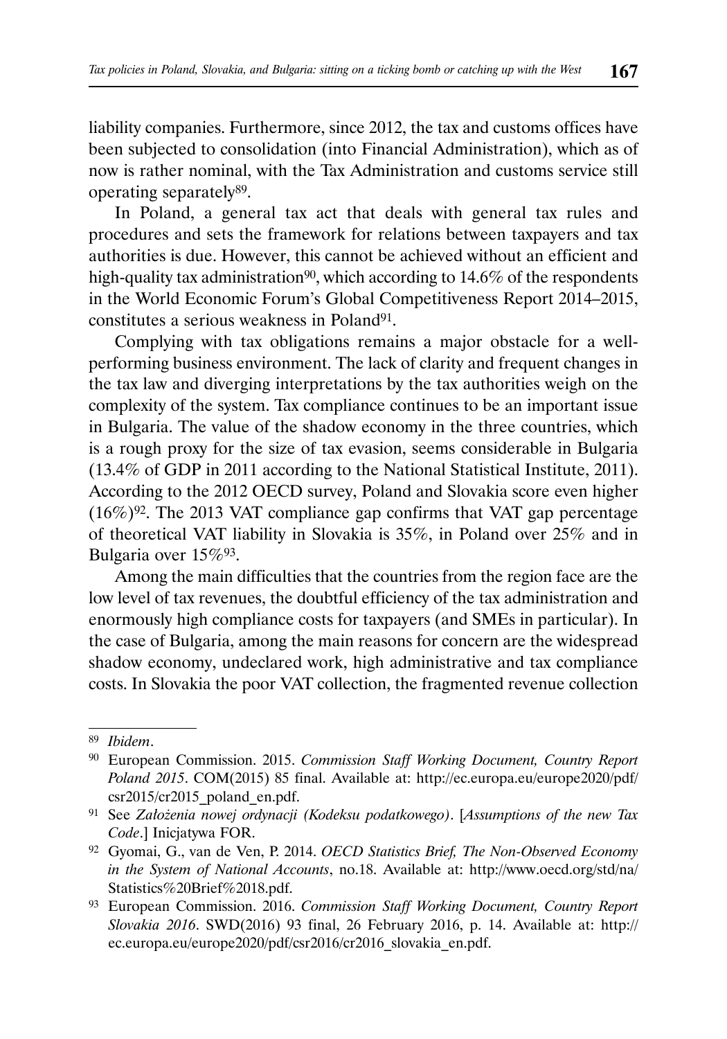liability companies. Furthermore, since 2012, the tax and customs offices have been subjected to consolidation (into Financial Administration), which as of now is rather nominal, with the Tax Administration and customs service still operating separately[89].

In Poland, a general tax act that deals with general tax rules and procedures and sets the framework for relations between taxpayers and tax authorities is due. However, this cannot be achieved without an efficient and high-quality tax administration[90], which according to 14.6% of the respondents in the World Economic Forum's Global Competitiveness Report 2014–2015, constitutes a serious weakness in Poland[91].

Complying with tax obligations remains a major obstacle for a well-performing business environment. The lack of clarity and frequent changes in the tax law and diverging interpretations by the tax authorities weigh on the complexity of the system. Tax compliance continues to be an important issue in Bulgaria. The value of the shadow economy in the three countries, which is a rough proxy for the size of tax evasion, seems considerable in Bulgaria (13.4% of GDP in 2011 according to the National Statistical Institute, 2011). According to the 2012 OECD survey, Poland and Slovakia score even higher (16%)[92]. The 2013 VAT compliance gap confirms that VAT gap percentage of theoretical VAT liability in Slovakia is 35%, in Poland over 25% and in Bulgaria over 15%[93].

Among the main difficulties that the countries from the region face are the low level of tax revenues, the doubtful efficiency of the tax administration and enormously high compliance costs for taxpayers (and SMEs in particular). In the case of Bulgaria, among the main reasons for concern are the widespread shadow economy, undeclared work, high administrative and tax compliance costs. In Slovakia the poor VAT collection, the fragmented revenue collection

---

[89] *Ibidem*.

[90] European Commission. 2015. *Commission Staff Working Document, Country Report Poland 2015*. COM(2015) 85 final. Available at: http://ec.europa.eu/europe2020/pdf/csr2015/cr2015_poland_en.pdf.

[91] See *Założenia nowej ordynacji (Kodeksu podatkowego)*. [*Assumptions of the new Tax Code*.] Inicjatywa FOR.

[92] Gyomai, G., van de Ven, P. 2014. *OECD Statistics Brief, The Non-Observed Economy in the System of National Accounts*, no.18. Available at: http://www.oecd.org/std/na/Statistics%20Brief%2018.pdf.

[93] European Commission. 2016. *Commission Staff Working Document, Country Report Slovakia 2016*. SWD(2016) 93 final, 26 February 2016, p. 14. Available at: http://ec.europa.eu/europe2020/pdf/csr2016/cr2016_slovakia_en.pdf.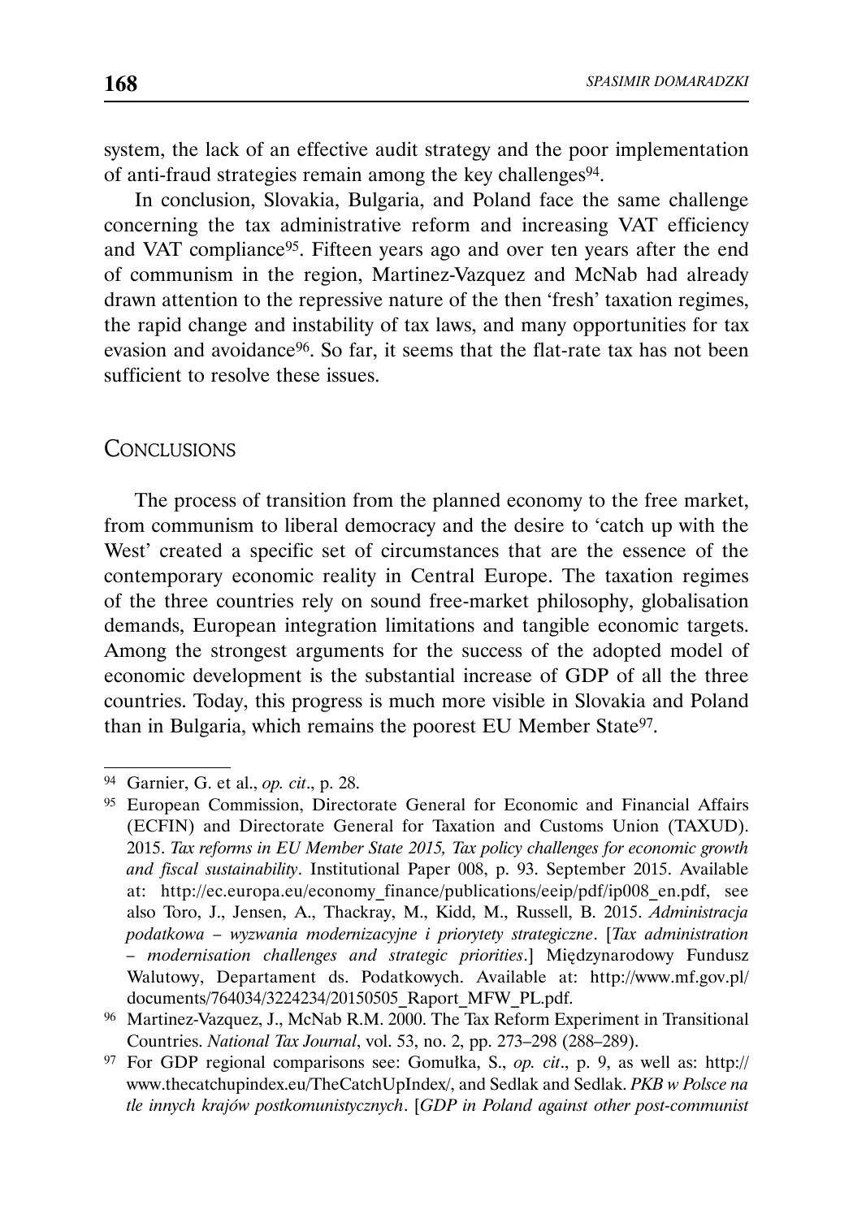system, the lack of an effective audit strategy and the poor implementation of anti-fraud strategies remain among the key challenges[94].

In conclusion, Slovakia, Bulgaria, and Poland face the same challenge concerning the tax administrative reform and increasing VAT efficiency and VAT compliance[95]. Fifteen years ago and over ten years after the end of communism in the region, Martinez-Vazquez and McNab had already drawn attention to the repressive nature of the then 'fresh' taxation regimes, the rapid change and instability of tax laws, and many opportunities for tax evasion and avoidance[96]. So far, it seems that the flat-rate tax has not been sufficient to resolve these issues.

## Conclusions

The process of transition from the planned economy to the free market, from communism to liberal democracy and the desire to 'catch up with the West' created a specific set of circumstances that are the essence of the contemporary economic reality in Central Europe. The taxation regimes of the three countries rely on sound free-market philosophy, globalisation demands, European integration limitations and tangible economic targets. Among the strongest arguments for the success of the adopted model of economic development is the substantial increase of GDP of all the three countries. Today, this progress is much more visible in Slovakia and Poland than in Bulgaria, which remains the poorest EU Member State[97].

---

[94] Garnier, G. et al., *op. cit*., p. 28.

[95] European Commission, Directorate General for Economic and Financial Affairs (ECFIN) and Directorate General for Taxation and Customs Union (TAXUD). 2015. *Tax reforms in EU Member State 2015, Tax policy challenges for economic growth and fiscal sustainability*. Institutional Paper 008, p. 93. September 2015. Available at: http://ec.europa.eu/economy_finance/publications/eeip/pdf/ip008_en.pdf, see also Toro, J., Jensen, A., Thackray, M., Kidd, M., Russell, B. 2015. *Administracja podatkowa – wyzwania modernizacyjne i priorytety strategiczne*. [*Tax administration – modernisation challenges and strategic priorities*.] Międzynarodowy Fundusz Walutowy, Departament ds. Podatkowych. Available at: http://www.mf.gov.pl/documents/764034/3224234/20150505_Raport_MFW_PL.pdf.

[96] Martinez-Vazquez, J., McNab R.M. 2000. The Tax Reform Experiment in Transitional Countries. *National Tax Journal*, vol. 53, no. 2, pp. 273–298 (288–289).

[97] For GDP regional comparisons see: Gomułka, S., *op. cit*., p. 9, as well as: http://www.thecatchupindex.eu/TheCatchUpIndex/, and Sedlak and Sedlak. *PKB w Polsce na tle innych krajów postkomunistycznych*. [*GDP in Poland against other post-communist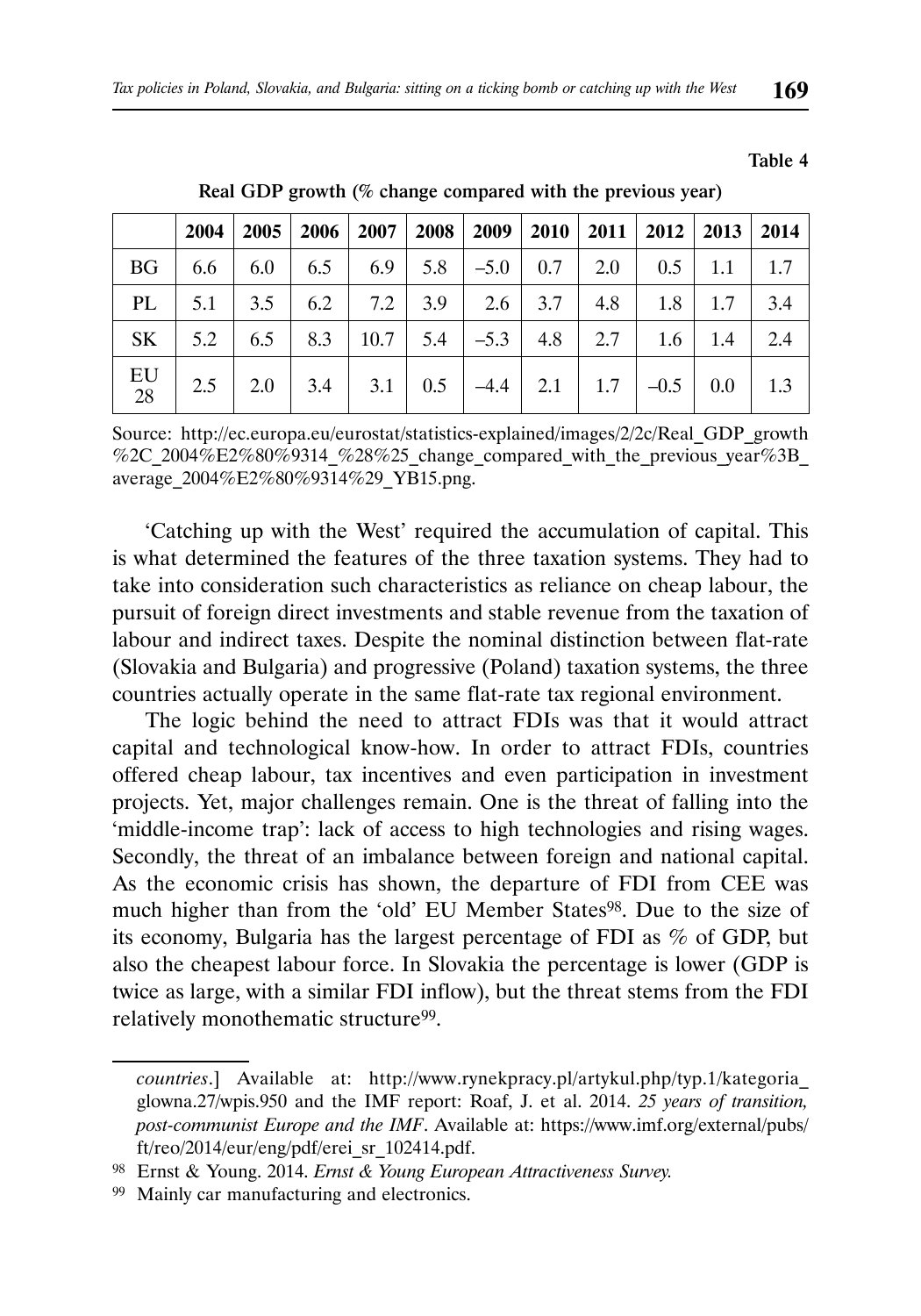**Table 4**

**Real GDP growth (% change compared with the previous year)**

| | 2004 | 2005 | 2006 | 2007 | 2008 | 2009 | 2010 | 2011 | 2012 | 2013 | 2014 |
|---|---|---|---|---|---|---|---|---|---|---|---|
| BG | 6.6 | 6.0 | 6.5 | 6.9 | 5.8 | –5.0 | 0.7 | 2.0 | 0.5 | 1.1 | 1.7 |
| PL | 5.1 | 3.5 | 6.2 | 7.2 | 3.9 | 2.6 | 3.7 | 4.8 | 1.8 | 1.7 | 3.4 |
| SK | 5.2 | 6.5 | 8.3 | 10.7 | 5.4 | –5.3 | 4.8 | 2.7 | 1.6 | 1.4 | 2.4 |
| EU 28 | 2.5 | 2.0 | 3.4 | 3.1 | 0.5 | –4.4 | 2.1 | 1.7 | –0.5 | 0.0 | 1.3 |

Source: http://ec.europa.eu/eurostat/statistics-explained/images/2/2c/Real_GDP_growth%2C_2004%E2%80%9314_%28%25_change_compared_with_the_previous_year%3B_average_2004%E2%80%9314%29_YB15.png.

'Catching up with the West' required the accumulation of capital. This is what determined the features of the three taxation systems. They had to take into consideration such characteristics as reliance on cheap labour, the pursuit of foreign direct investments and stable revenue from the taxation of labour and indirect taxes. Despite the nominal distinction between flat-rate (Slovakia and Bulgaria) and progressive (Poland) taxation systems, the three countries actually operate in the same flat-rate tax regional environment.

The logic behind the need to attract FDIs was that it would attract capital and technological know-how. In order to attract FDIs, countries offered cheap labour, tax incentives and even participation in investment projects. Yet, major challenges remain. One is the threat of falling into the 'middle-income trap': lack of access to high technologies and rising wages. Secondly, the threat of an imbalance between foreign and national capital. As the economic crisis has shown, the departure of FDI from CEE was much higher than from the 'old' EU Member States[98]. Due to the size of its economy, Bulgaria has the largest percentage of FDI as % of GDP, but also the cheapest labour force. In Slovakia the percentage is lower (GDP is twice as large, with a similar FDI inflow), but the threat stems from the FDI relatively monothematic structure[99].

*countries*.] Available at: http://www.rynekpracy.pl/artykul.php/typ.1/kategoria_glowna.27/wpis.950 and the IMF report: Roaf, J. et al. 2014. *25 years of transition, post-communist Europe and the IMF*. Available at: https://www.imf.org/external/pubs/ft/reo/2014/eur/eng/pdf/erei_sr_102414.pdf.

[98] Ernst & Young. 2014. *Ernst & Young European Attractiveness Survey.*

[99] Mainly car manufacturing and electronics.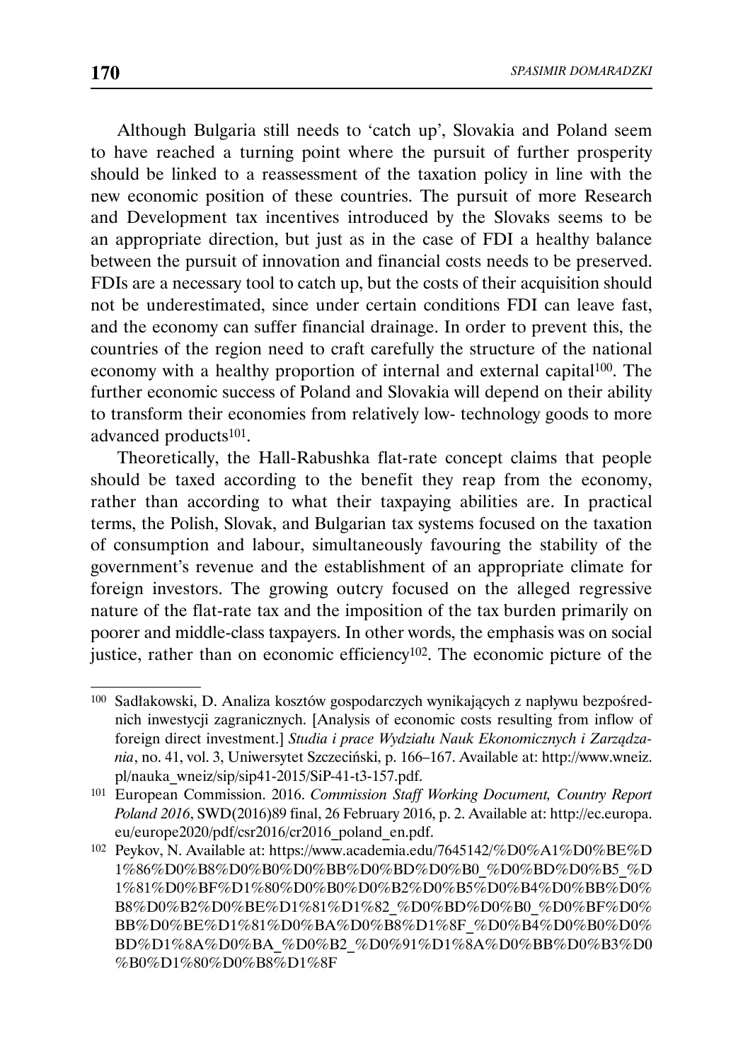Although Bulgaria still needs to 'catch up', Slovakia and Poland seem to have reached a turning point where the pursuit of further prosperity should be linked to a reassessment of the taxation policy in line with the new economic position of these countries. The pursuit of more Research and Development tax incentives introduced by the Slovaks seems to be an appropriate direction, but just as in the case of FDI a healthy balance between the pursuit of innovation and financial costs needs to be preserved. FDIs are a necessary tool to catch up, but the costs of their acquisition should not be underestimated, since under certain conditions FDI can leave fast, and the economy can suffer financial drainage. In order to prevent this, the countries of the region need to craft carefully the structure of the national economy with a healthy proportion of internal and external capital[100]. The further economic success of Poland and Slovakia will depend on their ability to transform their economies from relatively low- technology goods to more advanced products[101].

Theoretically, the Hall-Rabushka flat-rate concept claims that people should be taxed according to the benefit they reap from the economy, rather than according to what their taxpaying abilities are. In practical terms, the Polish, Slovak, and Bulgarian tax systems focused on the taxation of consumption and labour, simultaneously favouring the stability of the government's revenue and the establishment of an appropriate climate for foreign investors. The growing outcry focused on the alleged regressive nature of the flat-rate tax and the imposition of the tax burden primarily on poorer and middle-class taxpayers. In other words, the emphasis was on social justice, rather than on economic efficiency[102]. The economic picture of the

---

[100] Sadłakowski, D. Analiza kosztów gospodarczych wynikających z napływu bezpośrednich inwestycji zagranicznych. [Analysis of economic costs resulting from inflow of foreign direct investment.] *Studia i prace Wydziału Nauk Ekonomicznych i Zarządzania*, no. 41, vol. 3, Uniwersytet Szczeciński, p. 166–167. Available at: http://www.wneiz.pl/nauka_wneiz/sip/sip41-2015/SiP-41-t3-157.pdf.

[101] European Commission. 2016. *Commission Staff Working Document, Country Report Poland 2016*, SWD(2016)89 final, 26 February 2016, p. 2. Available at: http://ec.europa.eu/europe2020/pdf/csr2016/cr2016_poland_en.pdf.

[102] Peykov, N. Available at: https://www.academia.edu/7645142/%D0%A1%D0%BE%D1%86%D0%B8%D0%B0%D0%BB%D0%BD%D0%B0_%D0%BD%D0%B5_%D1%81%D0%BF%D1%80%D0%B0%D0%B2%D0%B5%D0%B4%D0%BB%D0%B8%D0%B2%D0%BE%D1%81%D1%82_%D0%BD%D0%B0_%D0%BF%D0%BB%D0%BE%D1%81%D0%BA%D0%B8%D1%8F_%D0%B4%D0%B0%D0%BD%D1%8A%D0%BA_%D0%B2_%D0%91%D1%8A%D0%BB%D0%B3%D0%B0%D1%80%D0%B8%D1%8F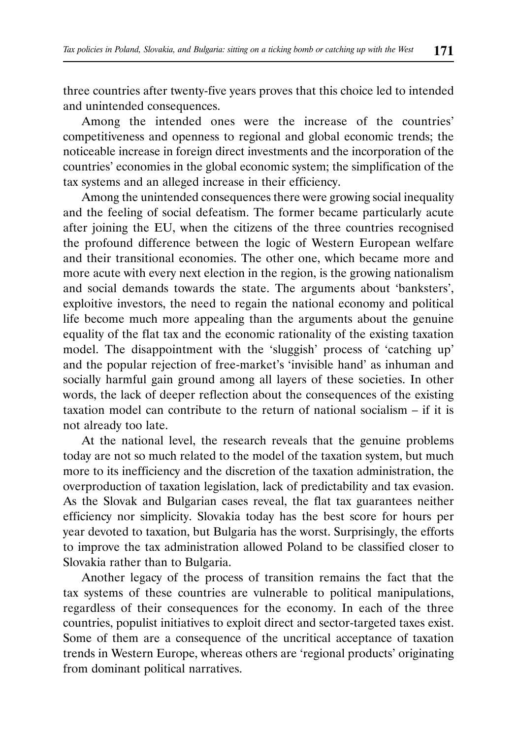three countries after twenty-five years proves that this choice led to intended and unintended consequences.

Among the intended ones were the increase of the countries' competitiveness and openness to regional and global economic trends; the noticeable increase in foreign direct investments and the incorporation of the countries' economies in the global economic system; the simplification of the tax systems and an alleged increase in their efficiency.

Among the unintended consequences there were growing social inequality and the feeling of social defeatism. The former became particularly acute after joining the EU, when the citizens of the three countries recognised the profound difference between the logic of Western European welfare and their transitional economies. The other one, which became more and more acute with every next election in the region, is the growing nationalism and social demands towards the state. The arguments about 'banksters', exploitive investors, the need to regain the national economy and political life become much more appealing than the arguments about the genuine equality of the flat tax and the economic rationality of the existing taxation model. The disappointment with the 'sluggish' process of 'catching up' and the popular rejection of free-market's 'invisible hand' as inhuman and socially harmful gain ground among all layers of these societies. In other words, the lack of deeper reflection about the consequences of the existing taxation model can contribute to the return of national socialism – if it is not already too late.

At the national level, the research reveals that the genuine problems today are not so much related to the model of the taxation system, but much more to its inefficiency and the discretion of the taxation administration, the overproduction of taxation legislation, lack of predictability and tax evasion. As the Slovak and Bulgarian cases reveal, the flat tax guarantees neither efficiency nor simplicity. Slovakia today has the best score for hours per year devoted to taxation, but Bulgaria has the worst. Surprisingly, the efforts to improve the tax administration allowed Poland to be classified closer to Slovakia rather than to Bulgaria.

Another legacy of the process of transition remains the fact that the tax systems of these countries are vulnerable to political manipulations, regardless of their consequences for the economy. In each of the three countries, populist initiatives to exploit direct and sector-targeted taxes exist. Some of them are a consequence of the uncritical acceptance of taxation trends in Western Europe, whereas others are 'regional products' originating from dominant political narratives.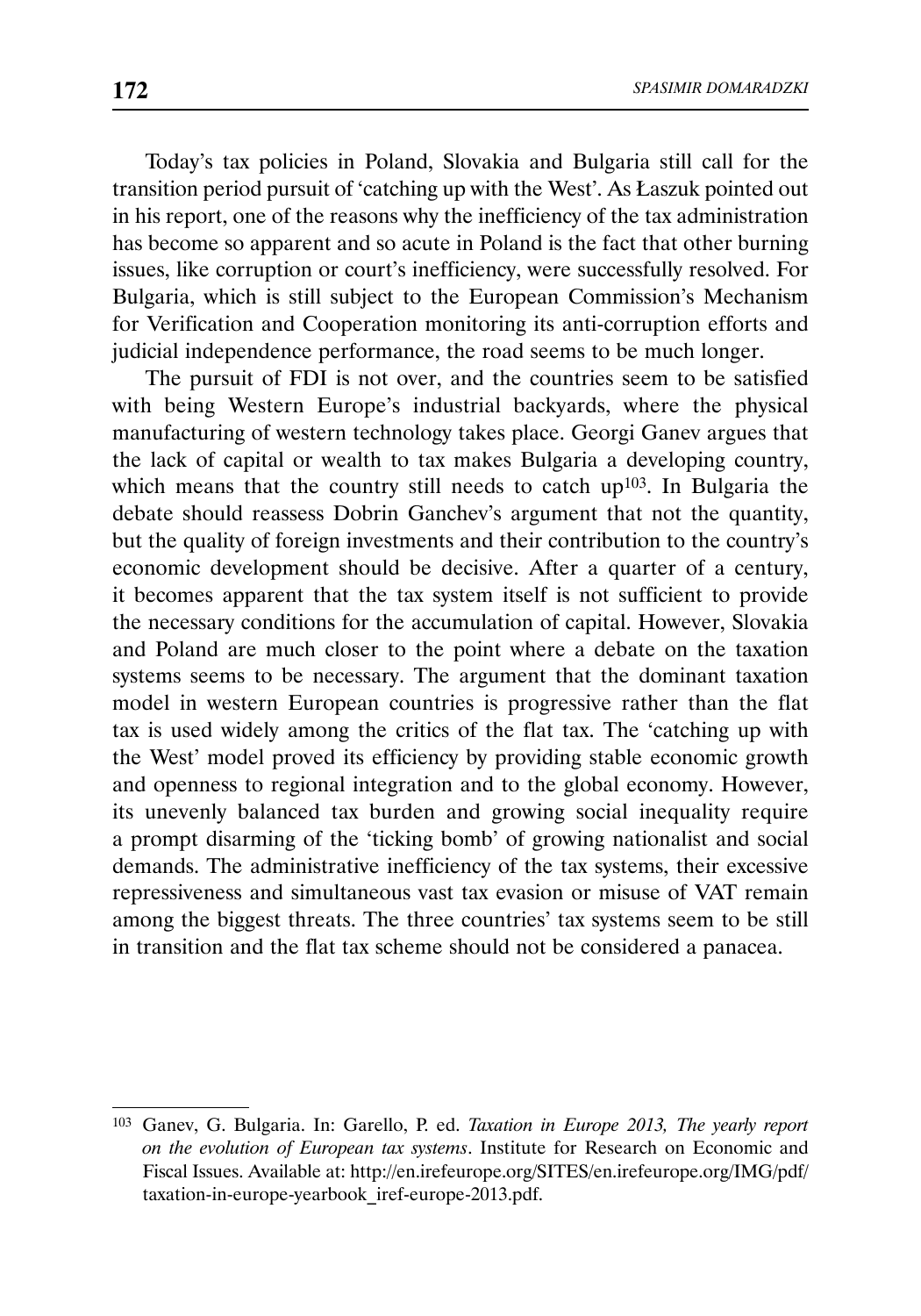Today's tax policies in Poland, Slovakia and Bulgaria still call for the transition period pursuit of 'catching up with the West'. As Łaszuk pointed out in his report, one of the reasons why the inefficiency of the tax administration has become so apparent and so acute in Poland is the fact that other burning issues, like corruption or court's inefficiency, were successfully resolved. For Bulgaria, which is still subject to the European Commission's Mechanism for Verification and Cooperation monitoring its anti-corruption efforts and judicial independence performance, the road seems to be much longer.

The pursuit of FDI is not over, and the countries seem to be satisfied with being Western Europe's industrial backyards, where the physical manufacturing of western technology takes place. Georgi Ganev argues that the lack of capital or wealth to tax makes Bulgaria a developing country, which means that the country still needs to catch up[103]. In Bulgaria the debate should reassess Dobrin Ganchev's argument that not the quantity, but the quality of foreign investments and their contribution to the country's economic development should be decisive. After a quarter of a century, it becomes apparent that the tax system itself is not sufficient to provide the necessary conditions for the accumulation of capital. However, Slovakia and Poland are much closer to the point where a debate on the taxation systems seems to be necessary. The argument that the dominant taxation model in western European countries is progressive rather than the flat tax is used widely among the critics of the flat tax. The 'catching up with the West' model proved its efficiency by providing stable economic growth and openness to regional integration and to the global economy. However, its unevenly balanced tax burden and growing social inequality require a prompt disarming of the 'ticking bomb' of growing nationalist and social demands. The administrative inefficiency of the tax systems, their excessive repressiveness and simultaneous vast tax evasion or misuse of VAT remain among the biggest threats. The three countries' tax systems seem to be still in transition and the flat tax scheme should not be considered a panacea.

---

[103] Ganev, G. Bulgaria. In: Garello, P. ed. *Taxation in Europe 2013, The yearly report on the evolution of European tax systems*. Institute for Research on Economic and Fiscal Issues. Available at: http://en.irefeurope.org/SITES/en.irefeurope.org/IMG/pdf/taxation-in-europe-yearbook_iref-europe-2013.pdf.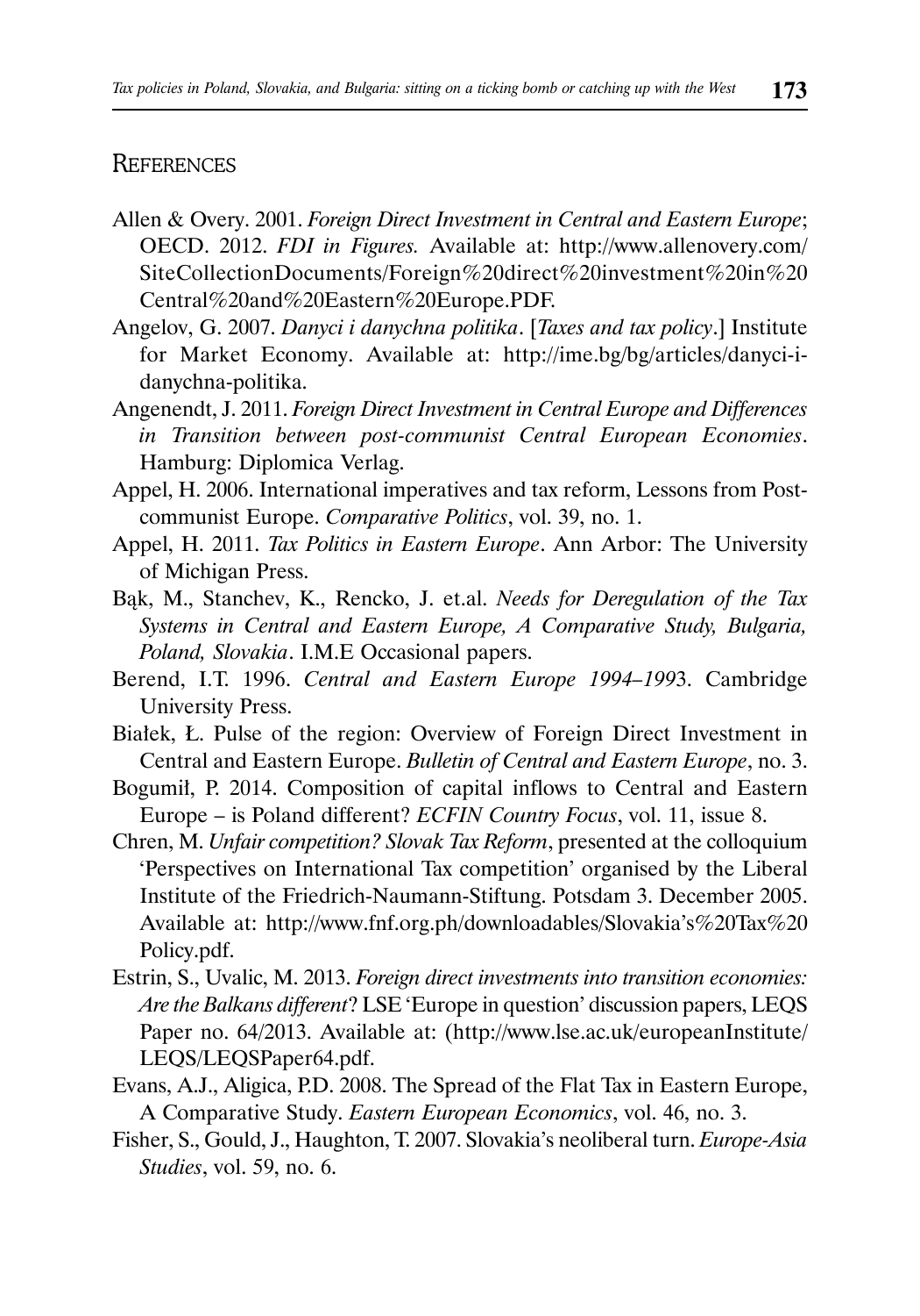## References

Allen & Overy. 2001. *Foreign Direct Investment in Central and Eastern Europe*; OECD. 2012. *FDI in Figures.* Available at: http://www.allenovery.com/SiteCollectionDocuments/Foreign%20direct%20investment%20in%20Central%20and%20Eastern%20Europe.PDF.

Angelov, G. 2007. *Danyci i danychna politika*. [*Taxes and tax policy*.] Institute for Market Economy. Available at: http://ime.bg/bg/articles/danyci-i-danychna-politika.

Angenendt, J. 2011. *Foreign Direct Investment in Central Europe and Differences in Transition between post-communist Central European Economies*. Hamburg: Diplomica Verlag.

Appel, H. 2006. International imperatives and tax reform, Lessons from Post-communist Europe. *Comparative Politics*, vol. 39, no. 1.

Appel, H. 2011. *Tax Politics in Eastern Europe*. Ann Arbor: The University of Michigan Press.

Bąk, M., Stanchev, K., Rencko, J. et.al. *Needs for Deregulation of the Tax Systems in Central and Eastern Europe, A Comparative Study, Bulgaria, Poland, Slovakia*. I.M.E Occasional papers.

Berend, I.T. 1996. *Central and Eastern Europe 1994–1993*. Cambridge University Press.

Białek, Ł. Pulse of the region: Overview of Foreign Direct Investment in Central and Eastern Europe. *Bulletin of Central and Eastern Europe*, no. 3.

Bogumił, P. 2014. Composition of capital inflows to Central and Eastern Europe – is Poland different? *ECFIN Country Focus*, vol. 11, issue 8.

Chren, M. *Unfair competition? Slovak Tax Reform*, presented at the colloquium 'Perspectives on International Tax competition' organised by the Liberal Institute of the Friedrich-Naumann-Stiftung. Potsdam 3. December 2005. Available at: http://www.fnf.org.ph/downloadables/Slovakia's%20Tax%20Policy.pdf.

Estrin, S., Uvalic, M. 2013. *Foreign direct investments into transition economies: Are the Balkans different*? LSE 'Europe in question' discussion papers, LEQS Paper no. 64/2013. Available at: (http://www.lse.ac.uk/europeanInstitute/LEQS/LEQSPaper64.pdf.

Evans, A.J., Aligica, P.D. 2008. The Spread of the Flat Tax in Eastern Europe, A Comparative Study. *Eastern European Economics*, vol. 46, no. 3.

Fisher, S., Gould, J., Haughton, T. 2007. Slovakia's neoliberal turn. *Europe-Asia Studies*, vol. 59, no. 6.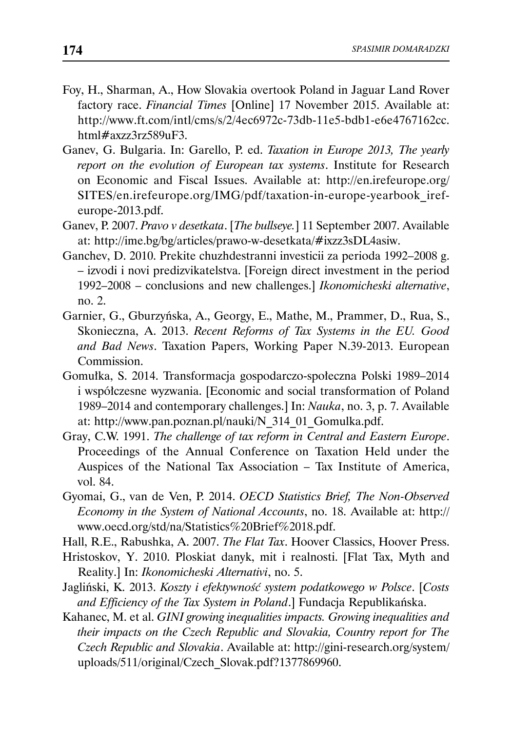Foy, H., Sharman, A., How Slovakia overtook Poland in Jaguar Land Rover factory race. *Financial Times* [Online] 17 November 2015. Available at: http://www.ft.com/intl/cms/s/2/4ec6972c-73db-11e5-bdb1-e6e4767162cc.html#axzz3rz589uF3.

Ganev, G. Bulgaria. In: Garello, P. ed. *Taxation in Europe 2013, The yearly report on the evolution of European tax systems*. Institute for Research on Economic and Fiscal Issues. Available at: http://en.irefeurope.org/SITES/en.irefeurope.org/IMG/pdf/taxation-in-europe-yearbook_iref-europe-2013.pdf.

Ganev, P. 2007. *Pravo v desetkata*. [*The bullseye.*] 11 September 2007. Available at: http://ime.bg/bg/articles/prawo-w-desetkata/#ixzz3sDL4asiw.

Ganchev, D. 2010. Prekite chuzhdestranni investicii za perioda 1992–2008 g. – izvodi i novi predizvikatelstva. [Foreign direct investment in the period 1992–2008 – conclusions and new challenges.] *Ikonomicheski alternative*, no. 2.

Garnier, G., Gburzyńska, A., Georgy, E., Mathe, M., Prammer, D., Rua, S., Skonieczna, A. 2013. *Recent Reforms of Tax Systems in the EU. Good and Bad News*. Taxation Papers, Working Paper N.39-2013. European Commission.

Gomułka, S. 2014. Transformacja gospodarczo-społeczna Polski 1989–2014 i współczesne wyzwania. [Economic and social transformation of Poland 1989–2014 and contemporary challenges.] In: *Nauka*, no. 3, p. 7. Available at: http://www.pan.poznan.pl/nauki/N_314_01_Gomulka.pdf.

Gray, C.W. 1991. *The challenge of tax reform in Central and Eastern Europe*. Proceedings of the Annual Conference on Taxation Held under the Auspices of the National Tax Association – Tax Institute of America, vol. 84.

Gyomai, G., van de Ven, P. 2014. *OECD Statistics Brief, The Non-Observed Economy in the System of National Accounts*, no. 18. Available at: http://www.oecd.org/std/na/Statistics%20Brief%2018.pdf.

Hall, R.E., Rabushka, A. 2007. *The Flat Tax*. Hoover Classics, Hoover Press.

Hristoskov, Y. 2010. Ploskiat danyk, mit i realnosti. [Flat Tax, Myth and Reality.] In: *Ikonomicheski Alternativi*, no. 5.

Jagliński, K. 2013. *Koszty i efektywność system podatkowego w Polsce*. [*Costs and Efficiency of the Tax System in Poland*.] Fundacja Republikańska.

Kahanec, M. et al. *GINI growing inequalities impacts. Growing inequalities and their impacts on the Czech Republic and Slovakia, Country report for The Czech Republic and Slovakia*. Available at: http://gini-research.org/system/uploads/511/original/Czech_Slovak.pdf?1377869960.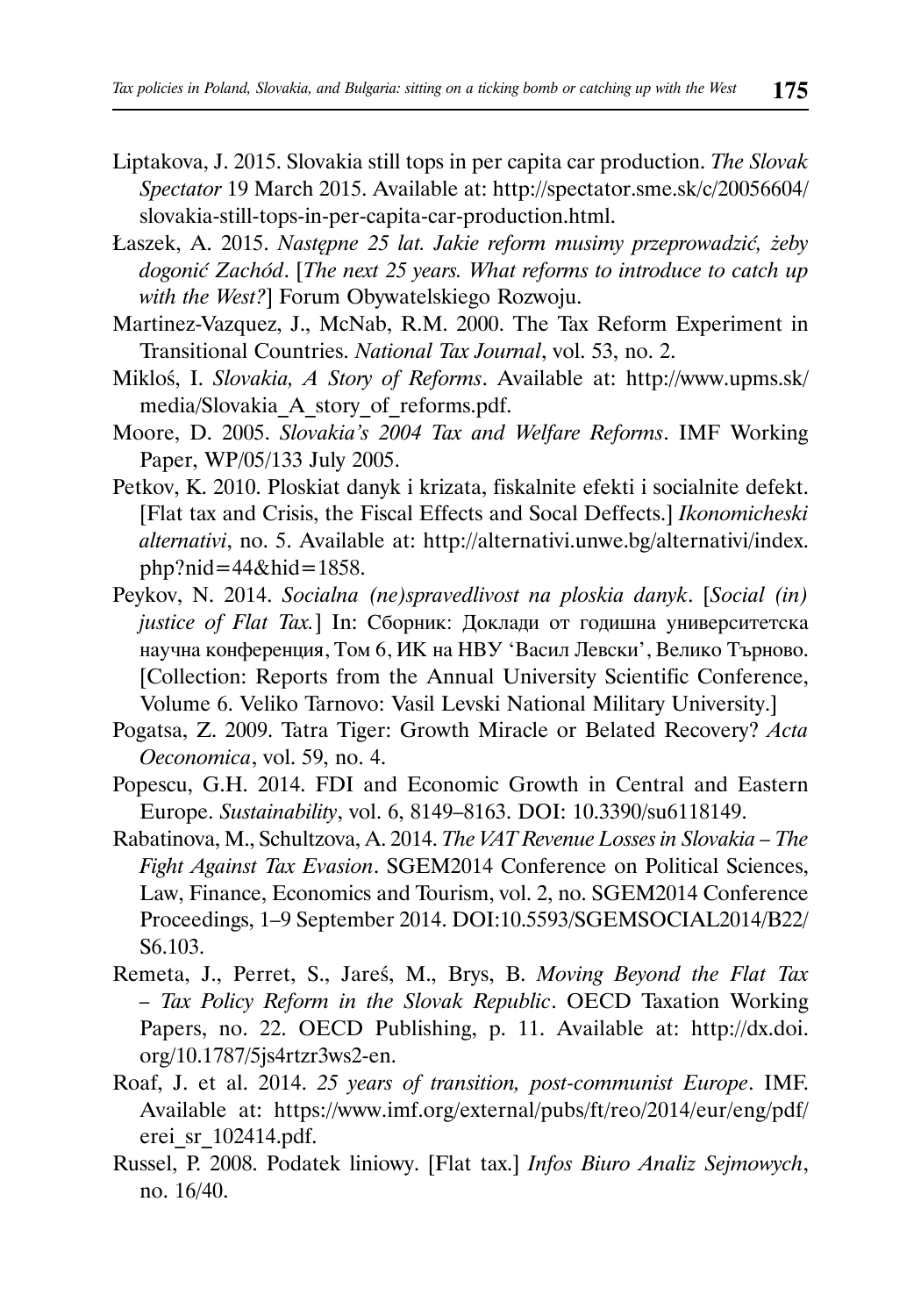Liptakova, J. 2015. Slovakia still tops in per capita car production. *The Slovak Spectator* 19 March 2015. Available at: http://spectator.sme.sk/c/20056604/slovakia-still-tops-in-per-capita-car-production.html.

Łaszek, A. 2015. *Następne 25 lat. Jakie reform musimy przeprowadzić, żeby dogonić Zachód*. [*The next 25 years. What reforms to introduce to catch up with the West?*] Forum Obywatelskiego Rozwoju.

Martinez-Vazquez, J., McNab, R.M. 2000. The Tax Reform Experiment in Transitional Countries. *National Tax Journal*, vol. 53, no. 2.

Mikloś, I. *Slovakia, A Story of Reforms*. Available at: http://www.upms.sk/media/Slovakia_A_story_of_reforms.pdf.

Moore, D. 2005. *Slovakia's 2004 Tax and Welfare Reforms*. IMF Working Paper, WP/05/133 July 2005.

Petkov, K. 2010. Ploskiat danyk i krizata, fiskalnite efekti i socialnite defekt. [Flat tax and Crisis, the Fiscal Effects and Socal Deffects.] *Ikonomicheski alternativi*, no. 5. Available at: http://alternativi.unwe.bg/alternativi/index.php?nid=44&hid=1858.

Peykov, N. 2014. *Socialna (ne)spravedlivost na ploskia danyk*. [*Social (in) justice of Flat Tax.*] In: Сборник: Доклади от годишна университетска научна конференция, Том 6, ИК на НВУ 'Васил Левски', Велико Търново. [Collection: Reports from the Annual University Scientific Conference, Volume 6. Veliko Tarnovo: Vasil Levski National Military University.]

Pogatsa, Z. 2009. Tatra Tiger: Growth Miracle or Belated Recovery? *Acta Oeconomica*, vol. 59, no. 4.

Popescu, G.H. 2014. FDI and Economic Growth in Central and Eastern Europe. *Sustainability*, vol. 6, 8149–8163. DOI: 10.3390/su6118149.

Rabatinova, M., Schultzova, A. 2014. *The VAT Revenue Losses in Slovakia – The Fight Against Tax Evasion*. SGEM2014 Conference on Political Sciences, Law, Finance, Economics and Tourism, vol. 2, no. SGEM2014 Conference Proceedings, 1–9 September 2014. DOI:10.5593/SGEMSOCIAL2014/B22/S6.103.

Remeta, J., Perret, S., Jareś, M., Brys, B. *Moving Beyond the Flat Tax – Tax Policy Reform in the Slovak Republic*. OECD Taxation Working Papers, no. 22. OECD Publishing, p. 11. Available at: http://dx.doi.org/10.1787/5js4rtzr3ws2-en.

Roaf, J. et al. 2014. *25 years of transition, post-communist Europe*. IMF. Available at: https://www.imf.org/external/pubs/ft/reo/2014/eur/eng/pdf/erei_sr_102414.pdf.

Russel, P. 2008. Podatek liniowy. [Flat tax.] *Infos Biuro Analiz Sejmowych*, no. 16/40.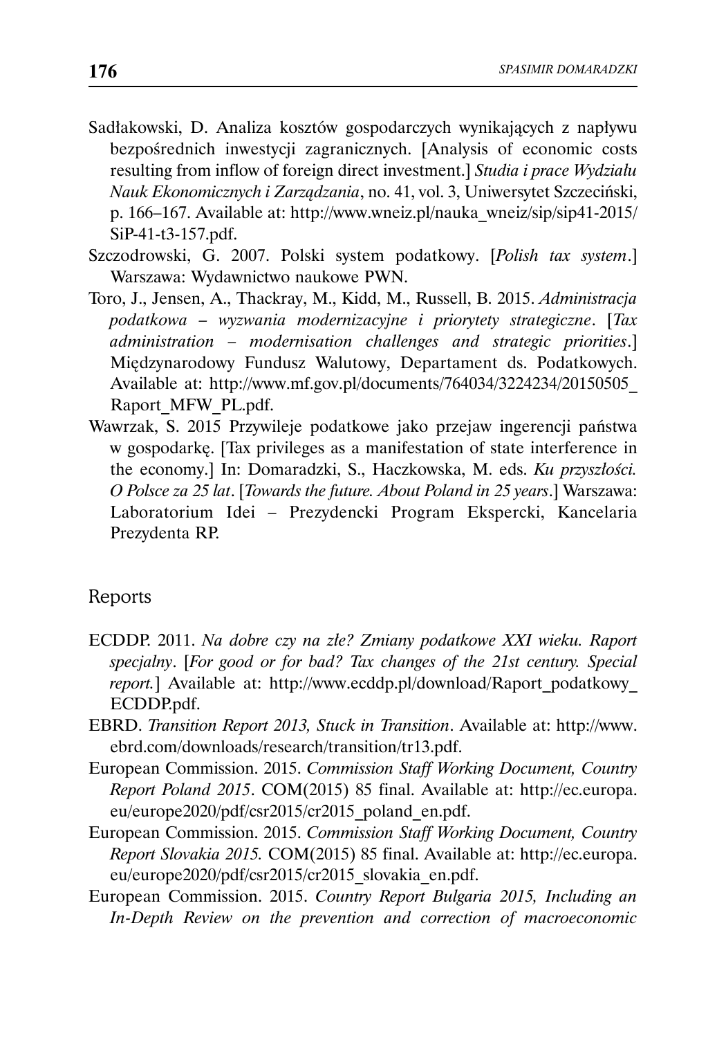Sadłakowski, D. Analiza kosztów gospodarczych wynikających z napływu bezpośrednich inwestycji zagranicznych. [Analysis of economic costs resulting from inflow of foreign direct investment.] *Studia i prace Wydziału Nauk Ekonomicznych i Zarządzania*, no. 41, vol. 3, Uniwersytet Szczeciński, p. 166–167. Available at: http://www.wneiz.pl/nauka_wneiz/sip/sip41-2015/SiP-41-t3-157.pdf.

Szczodrowski, G. 2007. Polski system podatkowy. [*Polish tax system*.] Warszawa: Wydawnictwo naukowe PWN.

Toro, J., Jensen, A., Thackray, M., Kidd, M., Russell, B. 2015. *Administracja podatkowa – wyzwania modernizacyjne i priorytety strategiczne*. [*Tax administration – modernisation challenges and strategic priorities*.] Międzynarodowy Fundusz Walutowy, Departament ds. Podatkowych. Available at: http://www.mf.gov.pl/documents/764034/3224234/20150505_Raport_MFW_PL.pdf.

Wawrzak, S. 2015 Przywileje podatkowe jako przejaw ingerencji państwa w gospodarkę. [Tax privileges as a manifestation of state interference in the economy.] In: Domaradzki, S., Haczkowska, M. eds. *Ku przyszłości. O Polsce za 25 lat*. [*Towards the future. About Poland in 25 years*.] Warszawa: Laboratorium Idei – Prezydencki Program Ekspercki, Kancelaria Prezydenta RP.

## Reports

ECDDP. 2011. *Na dobre czy na złe? Zmiany podatkowe XXI wieku. Raport specjalny*. [*For good or for bad? Tax changes of the 21st century. Special report.*] Available at: http://www.ecddp.pl/download/Raport_podatkowy_ECDDP.pdf.

EBRD. *Transition Report 2013, Stuck in Transition*. Available at: http://www.ebrd.com/downloads/research/transition/tr13.pdf.

European Commission. 2015. *Commission Staff Working Document, Country Report Poland 2015*. COM(2015) 85 final. Available at: http://ec.europa.eu/europe2020/pdf/csr2015/cr2015_poland_en.pdf.

European Commission. 2015. *Commission Staff Working Document, Country Report Slovakia 2015.* COM(2015) 85 final. Available at: http://ec.europa.eu/europe2020/pdf/csr2015/cr2015_slovakia_en.pdf.

European Commission. 2015. *Country Report Bulgaria 2015, Including an In-Depth Review on the prevention and correction of macroeconomic*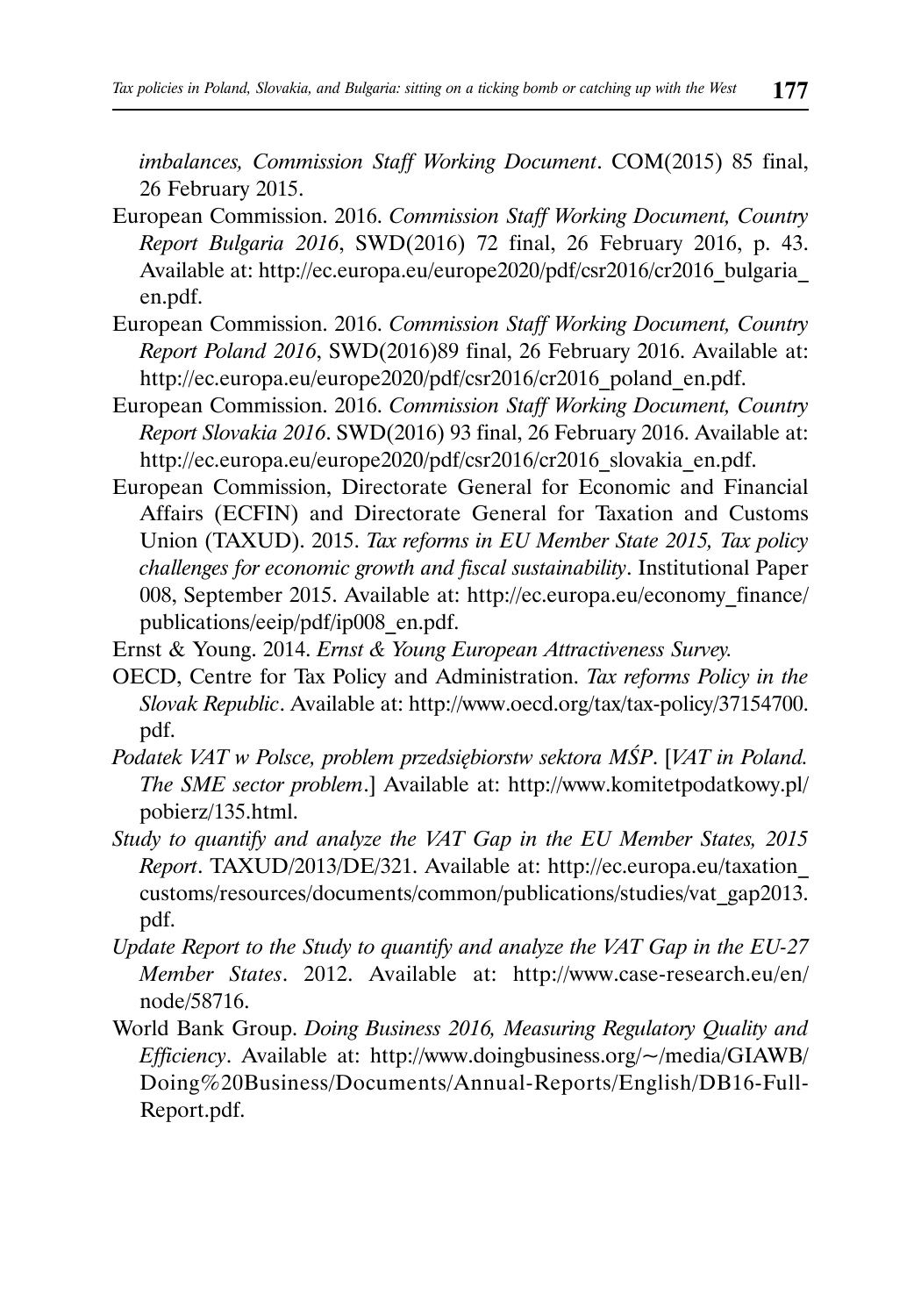*imbalances, Commission Staff Working Document*. COM(2015) 85 final, 26 February 2015.

European Commission. 2016. *Commission Staff Working Document, Country Report Bulgaria 2016*, SWD(2016) 72 final, 26 February 2016, p. 43. Available at: http://ec.europa.eu/europe2020/pdf/csr2016/cr2016_bulgaria_en.pdf.

European Commission. 2016. *Commission Staff Working Document, Country Report Poland 2016*, SWD(2016)89 final, 26 February 2016. Available at: http://ec.europa.eu/europe2020/pdf/csr2016/cr2016_poland_en.pdf.

European Commission. 2016. *Commission Staff Working Document, Country Report Slovakia 2016*. SWD(2016) 93 final, 26 February 2016. Available at: http://ec.europa.eu/europe2020/pdf/csr2016/cr2016_slovakia_en.pdf.

European Commission, Directorate General for Economic and Financial Affairs (ECFIN) and Directorate General for Taxation and Customs Union (TAXUD). 2015. *Tax reforms in EU Member State 2015, Tax policy challenges for economic growth and fiscal sustainability*. Institutional Paper 008, September 2015. Available at: http://ec.europa.eu/economy_finance/publications/eeip/pdf/ip008_en.pdf.

Ernst & Young. 2014. *Ernst & Young European Attractiveness Survey.*

OECD, Centre for Tax Policy and Administration. *Tax reforms Policy in the Slovak Republic*. Available at: http://www.oecd.org/tax/tax-policy/37154700.pdf.

*Podatek VAT w Polsce, problem przedsiębiorstw sektora MŚP*. [*VAT in Poland. The SME sector problem*.] Available at: http://www.komitetpodatkowy.pl/pobierz/135.html.

*Study to quantify and analyze the VAT Gap in the EU Member States, 2015 Report*. TAXUD/2013/DE/321. Available at: http://ec.europa.eu/taxation_customs/resources/documents/common/publications/studies/vat_gap2013.pdf.

*Update Report to the Study to quantify and analyze the VAT Gap in the EU-27 Member States*. 2012. Available at: http://www.case-research.eu/en/node/58716.

World Bank Group. *Doing Business 2016, Measuring Regulatory Quality and Efficiency*. Available at: http://www.doingbusiness.org/~/media/GIAWB/Doing%20Business/Documents/Annual-Reports/English/DB16-Full-Report.pdf.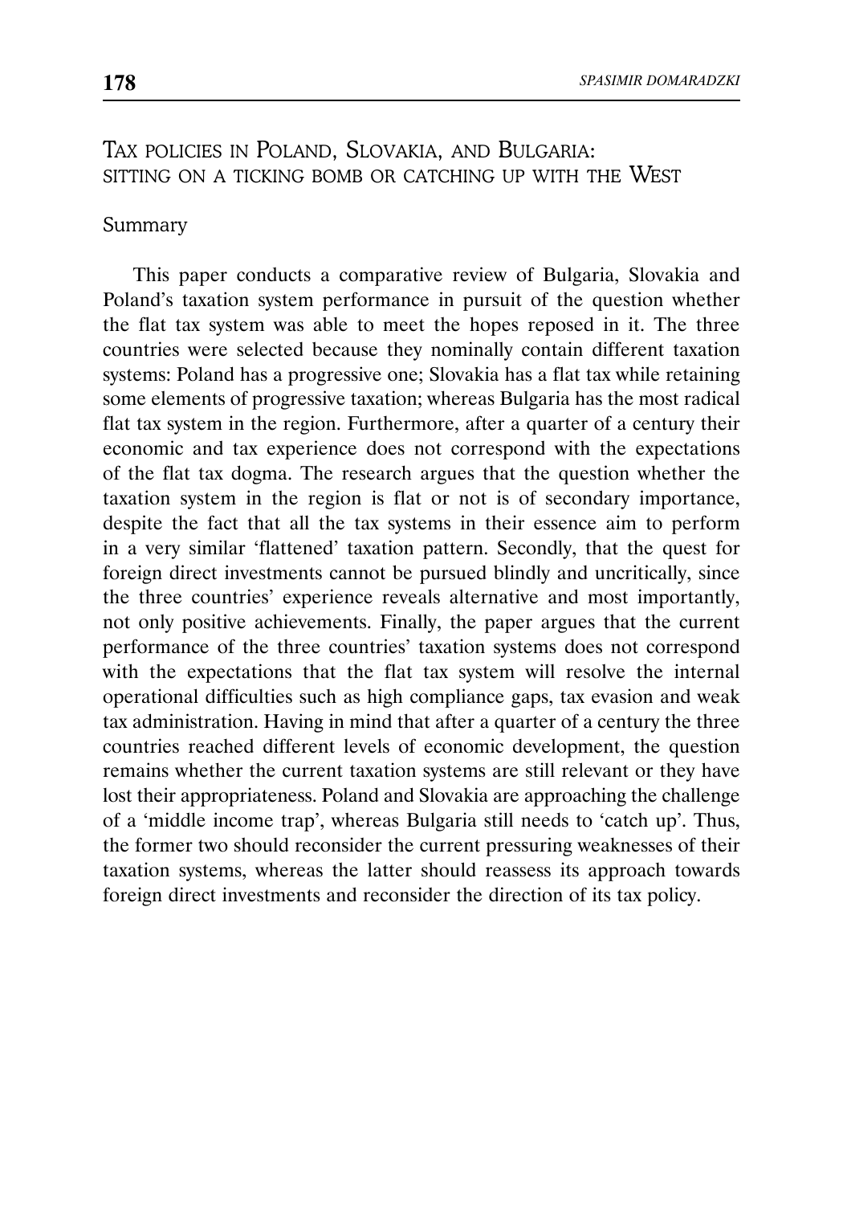## Tax policies in Poland, Slovakia, and Bulgaria: sitting on a ticking bomb or catching up with the West

### Summary

This paper conducts a comparative review of Bulgaria, Slovakia and Poland's taxation system performance in pursuit of the question whether the flat tax system was able to meet the hopes reposed in it. The three countries were selected because they nominally contain different taxation systems: Poland has a progressive one; Slovakia has a flat tax while retaining some elements of progressive taxation; whereas Bulgaria has the most radical flat tax system in the region. Furthermore, after a quarter of a century their economic and tax experience does not correspond with the expectations of the flat tax dogma. The research argues that the question whether the taxation system in the region is flat or not is of secondary importance, despite the fact that all the tax systems in their essence aim to perform in a very similar 'flattened' taxation pattern. Secondly, that the quest for foreign direct investments cannot be pursued blindly and uncritically, since the three countries' experience reveals alternative and most importantly, not only positive achievements. Finally, the paper argues that the current performance of the three countries' taxation systems does not correspond with the expectations that the flat tax system will resolve the internal operational difficulties such as high compliance gaps, tax evasion and weak tax administration. Having in mind that after a quarter of a century the three countries reached different levels of economic development, the question remains whether the current taxation systems are still relevant or they have lost their appropriateness. Poland and Slovakia are approaching the challenge of a 'middle income trap', whereas Bulgaria still needs to 'catch up'. Thus, the former two should reconsider the current pressuring weaknesses of their taxation systems, whereas the latter should reassess its approach towards foreign direct investments and reconsider the direction of its tax policy.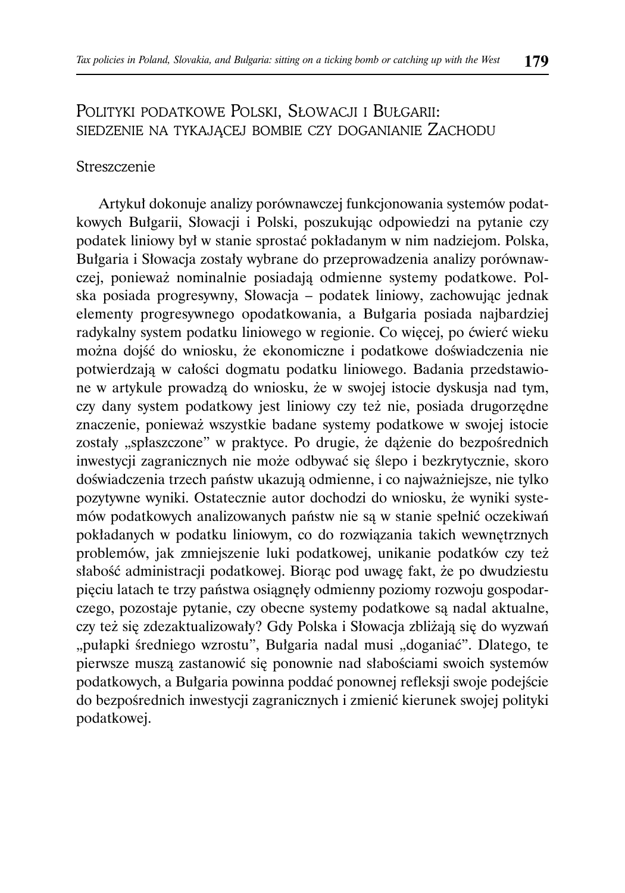## Polityki podatkowe Polski, Słowacji i Bułgarii: siedzenie na tykającej bombie czy doganianie Zachodu

### Streszczenie

Artykuł dokonuje analizy porównawczej funkcjonowania systemów podatkowych Bułgarii, Słowacji i Polski, poszukując odpowiedzi na pytanie czy podatek liniowy był w stanie sprostać pokładanym w nim nadziejom. Polska, Bułgaria i Słowacja zostały wybrane do przeprowadzenia analizy porównawczej, ponieważ nominalnie posiadają odmienne systemy podatkowe. Polska posiada progresywny, Słowacja – podatek liniowy, zachowując jednak elementy progresywnego opodatkowania, a Bułgaria posiada najbardziej radykalny system podatku liniowego w regionie. Co więcej, po ćwierć wieku można dojść do wniosku, że ekonomiczne i podatkowe doświadczenia nie potwierdzają w całości dogmatu podatku liniowego. Badania przedstawione w artykule prowadzą do wniosku, że w swojej istocie dyskusja nad tym, czy dany system podatkowy jest liniowy czy też nie, posiada drugorzędne znaczenie, ponieważ wszystkie badane systemy podatkowe w swojej istocie zostały „spłaszczone" w praktyce. Po drugie, że dążenie do bezpośrednich inwestycji zagranicznych nie może odbywać się ślepo i bezkrytycznie, skoro doświadczenia trzech państw ukazują odmienne, i co najważniejsze, nie tylko pozytywne wyniki. Ostatecznie autor dochodzi do wniosku, że wyniki systemów podatkowych analizowanych państw nie są w stanie spełnić oczekiwań pokładanych w podatku liniowym, co do rozwiązania takich wewnętrznych problemów, jak zmniejszenie luki podatkowej, unikanie podatków czy też słabość administracji podatkowej. Biorąc pod uwagę fakt, że po dwudziestu pięciu latach te trzy państwa osiągnęły odmienny poziomy rozwoju gospodarczego, pozostaje pytanie, czy obecne systemy podatkowe są nadal aktualne, czy też się zdezaktualizowały? Gdy Polska i Słowacja zbliżają się do wyzwań „pułapki średniego wzrostu", Bułgaria nadal musi „doganiać". Dlatego, te pierwsze muszą zastanowić się ponownie nad słabościami swoich systemów podatkowych, a Bułgaria powinna poddać ponownej refleksji swoje podejście do bezpośrednich inwestycji zagranicznych i zmienić kierunek swojej polityki podatkowej.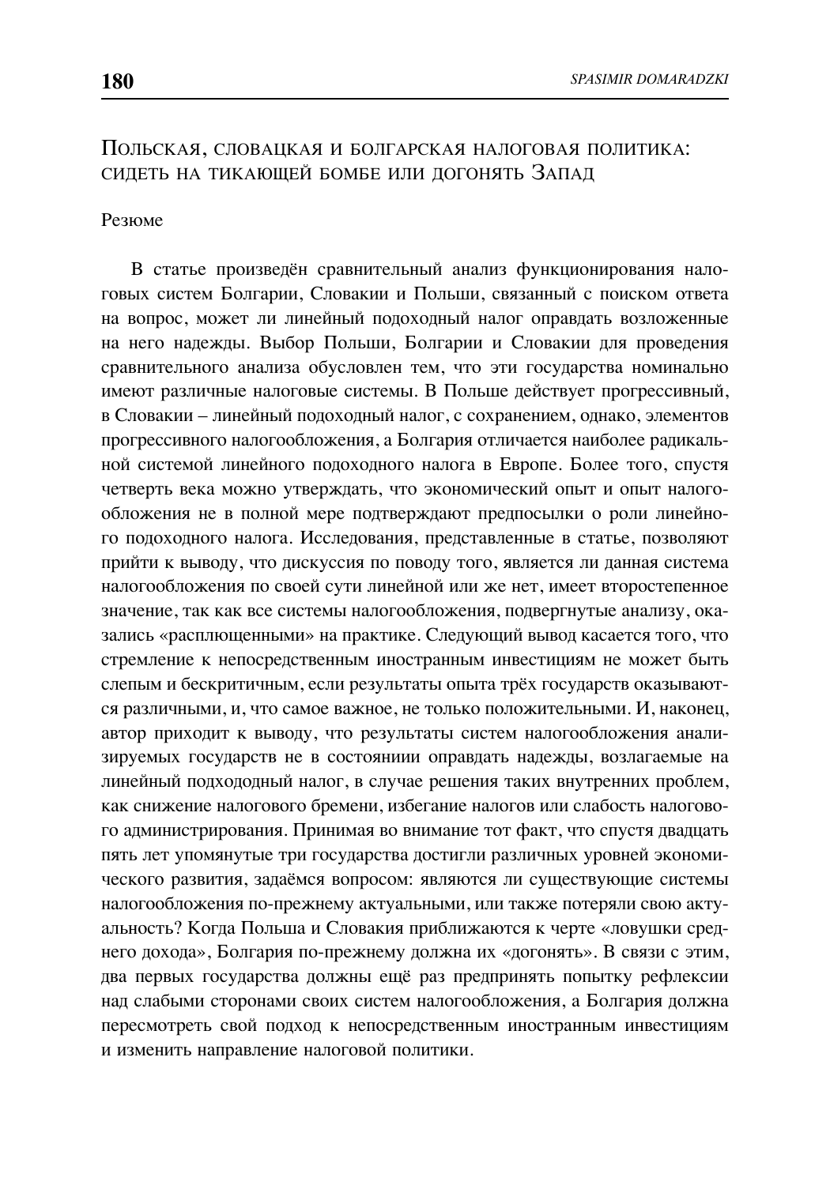## Польская, словацкая и болгарская налоговая политика: сидеть на тикающей бомбе или догонять Запад

Резюме

В статье произведён сравнительный анализ функционирования налоговых систем Болгарии, Словакии и Польши, связанный с поиском ответа на вопрос, может ли линейный подоходный налог оправдать возложенные на него надежды. Выбор Польши, Болгарии и Словакии для проведения сравнительного анализа обусловлен тем, что эти государства номинально имеют различные налоговые системы. В Польше действует прогрессивный, в Словакии – линейный подоходный налог, с сохранением, однако, элементов прогрессивного налогообложения, а Болгария отличается наиболее радикальной системой линейного подоходного налога в Европе. Более того, спустя четверть века можно утверждать, что экономический опыт и опыт налогообложения не в полной мере подтверждают предпосылки о роли линейного подоходного налога. Исследования, представленные в статье, позволяют прийти к выводу, что дискуссия по поводу того, является ли данная система налогообложения по своей сути линейной или же нет, имеет второстепенное значение, так как все системы налогообложения, подвергнутые анализу, оказались «расплющенными» на практике. Следующий вывод касается того, что стремление к непосредственным иностранным инвестициям не может быть слепым и бескритичным, если результаты опыта трёх государств оказываются различными, и, что самое важное, не только положительными. И, наконец, автор приходит к выводу, что результаты систем налогообложения анализируемых государств не в состояниии оправдать надежды, возлагаемые на линейный подхододный налог, в случае решения таких внутренних проблем, как снижение налогового бремени, избегание налогов или слабость налогового администрирования. Принимая во внимание тот факт, что спустя двадцать пять лет упомянутые три государства достигли различных уровней экономического развития, задаёмся вопросом: являются ли существующие системы налогообложения по-прежнему актуальными, или также потеряли свою актуальность? Когда Польша и Словакия приближаются к черте «ловушки среднего дохода», Болгария по-прежнему должна их «догонять». В связи с этим, два первых государства должны ещё раз предпринять попытку рефлексии над слабыми сторонами своих систем налогообложения, а Болгария должна пересмотреть свой подход к непосредственным иностранным инвестициям и изменить направление налоговой политики.